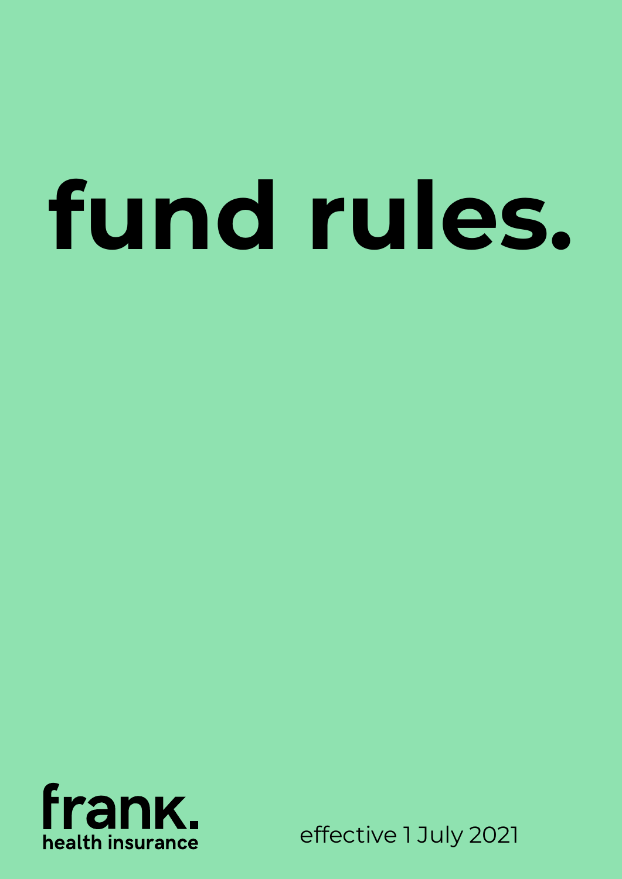# fund rules.

frank.
health insurance

effective 1 July 2021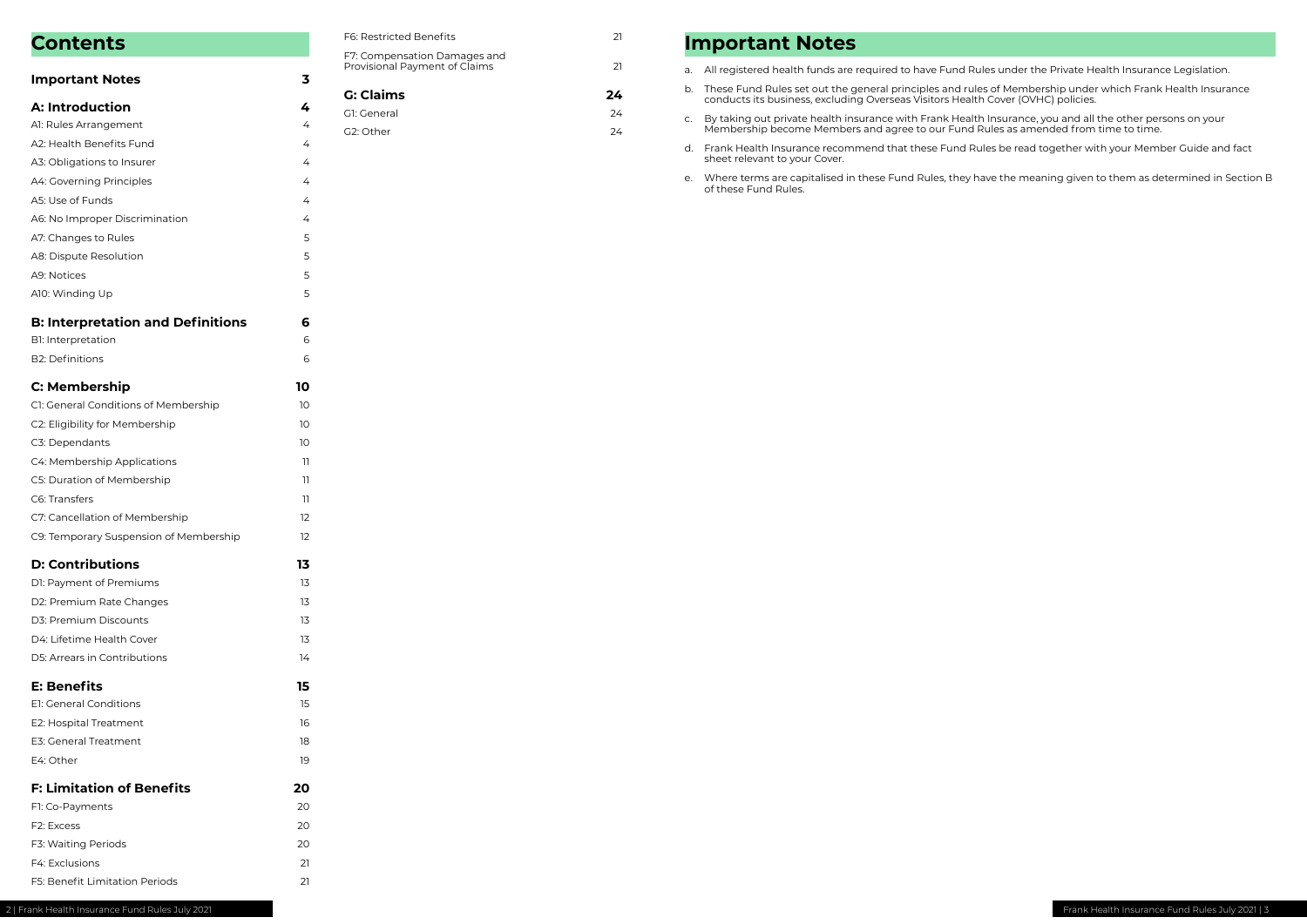# Contents

| Section | Page |
|---|---|
| **Important Notes** | **3** |
| **A: Introduction** | **4** |
| A1: Rules Arrangement | 4 |
| A2: Health Benefits Fund | 4 |
| A3: Obligations to Insurer | 4 |
| A4: Governing Principles | 4 |
| A5: Use of Funds | 4 |
| A6: No Improper Discrimination | 4 |
| A7: Changes to Rules | 5 |
| A8: Dispute Resolution | 5 |
| A9: Notices | 5 |
| A10: Winding Up | 5 |
| **B: Interpretation and Definitions** | **6** |
| B1: Interpretation | 6 |
| B2: Definitions | 6 |
| **C: Membership** | **10** |
| C1: General Conditions of Membership | 10 |
| C2: Eligibility for Membership | 10 |
| C3: Dependants | 10 |
| C4: Membership Applications | 11 |
| C5: Duration of Membership | 11 |
| C6: Transfers | 11 |
| C7: Cancellation of Membership | 12 |
| C9: Temporary Suspension of Membership | 12 |
| **D: Contributions** | **13** |
| D1: Payment of Premiums | 13 |
| D2: Premium Rate Changes | 13 |
| D3: Premium Discounts | 13 |
| D4: Lifetime Health Cover | 13 |
| D5: Arrears in Contributions | 14 |
| **E: Benefits** | **15** |
| E1: General Conditions | 15 |
| E2: Hospital Treatment | 16 |
| E3: General Treatment | 18 |
| E4: Other | 19 |
| **F: Limitation of Benefits** | **20** |
| F1: Co-Payments | 20 |
| F2: Excess | 20 |
| F3: Waiting Periods | 20 |
| F4: Exclusions | 21 |
| F5: Benefit Limitation Periods | 21 |
| F6: Restricted Benefits | 21 |
| F7: Compensation Damages and Provisional Payment of Claims | 21 |
| **G: Claims** | **24** |
| G1: General | 24 |
| G2: Other | 24 |

# Important Notes

a. All registered health funds are required to have Fund Rules under the Private Health Insurance Legislation.

b. These Fund Rules set out the general principles and rules of Membership under which Frank Health Insurance conducts its business, excluding Overseas Visitors Health Cover (OVHC) policies.

c. By taking out private health insurance with Frank Health Insurance, you and all the other persons on your Membership become Members and agree to our Fund Rules as amended from time to time.

d. Frank Health Insurance recommend that these Fund Rules be read together with your Member Guide and fact sheet relevant to your Cover.

e. Where terms are capitalised in these Fund Rules, they have the meaning given to them as determined in Section B of these Fund Rules.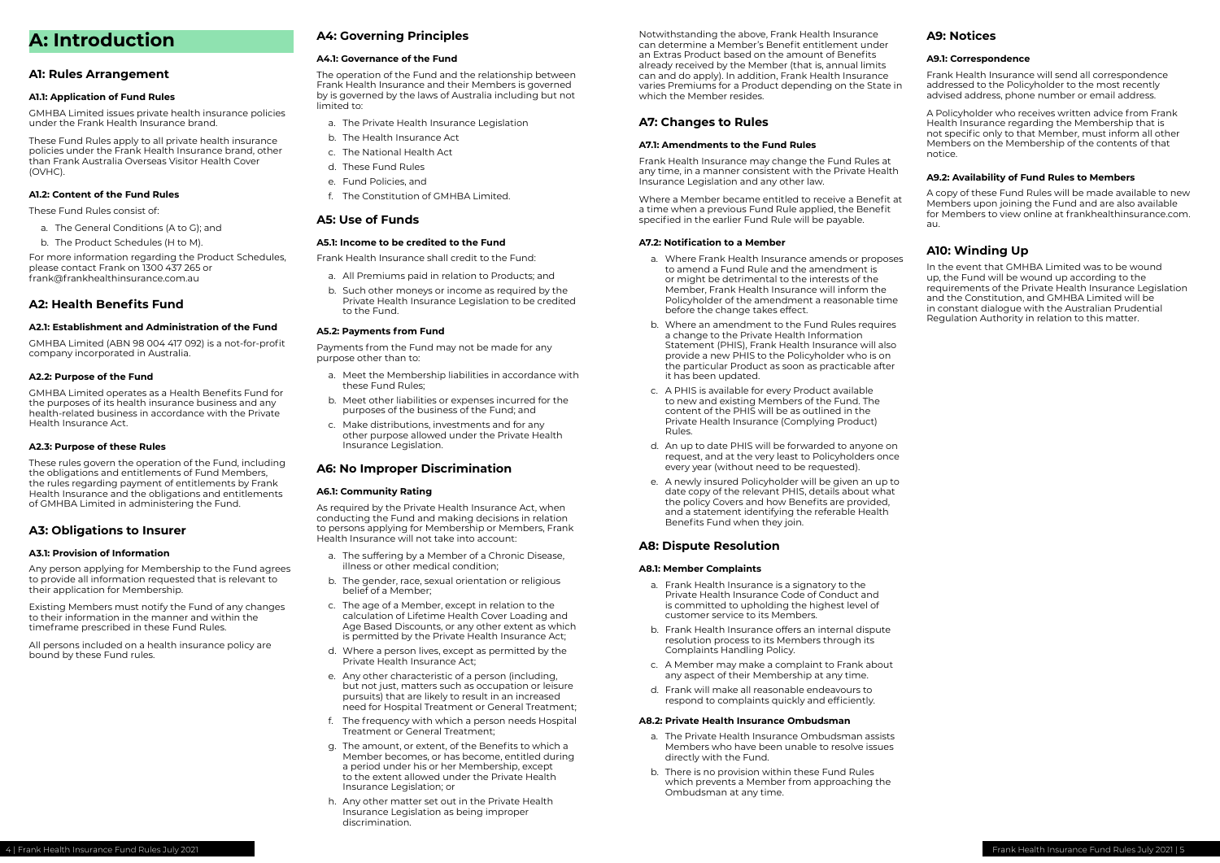# A: Introduction

## A1: Rules Arrangement

### A1.1: Application of Fund Rules

GMHBA Limited issues private health insurance policies under the Frank Health Insurance brand.

These Fund Rules apply to all private health insurance policies under the Frank Health Insurance brand, other than Frank Australia Overseas Visitor Health Cover (OVHC).

### A1.2: Content of the Fund Rules

These Fund Rules consist of:

a. The General Conditions (A to G); and
b. The Product Schedules (H to M).

For more information regarding the Product Schedules, please contact Frank on 1300 437 265 or frank@frankhealthinsurance.com.au

## A2: Health Benefits Fund

### A2.1: Establishment and Administration of the Fund

GMHBA Limited (ABN 98 004 417 092) is a not-for-profit company incorporated in Australia.

### A2.2: Purpose of the Fund

GMHBA Limited operates as a Health Benefits Fund for the purposes of its health insurance business and any health-related business in accordance with the Private Health Insurance Act.

### A2.3: Purpose of these Rules

These rules govern the operation of the Fund, including the obligations and entitlements of Fund Members, the rules regarding payment of entitlements by Frank Health Insurance and the obligations and entitlements of GMHBA Limited in administering the Fund.

## A3: Obligations to Insurer

### A3.1: Provision of Information

Any person applying for Membership to the Fund agrees to provide all information requested that is relevant to their application for Membership.

Existing Members must notify the Fund of any changes to their information in the manner and within the timeframe prescribed in these Fund Rules.

All persons included on a health insurance policy are bound by these Fund rules.

## A4: Governing Principles

### A4.1: Governance of the Fund

The operation of the Fund and the relationship between Frank Health Insurance and their Members is governed by is governed by the laws of Australia including but not limited to:

a. The Private Health Insurance Legislation
b. The Health Insurance Act
c. The National Health Act
d. These Fund Rules
e. Fund Policies, and
f. The Constitution of GMHBA Limited.

## A5: Use of Funds

### A5.1: Income to be credited to the Fund

Frank Health Insurance shall credit to the Fund:

a. All Premiums paid in relation to Products; and
b. Such other moneys or income as required by the Private Health Insurance Legislation to be credited to the Fund.

### A5.2: Payments from Fund

Payments from the Fund may not be made for any purpose other than to:

a. Meet the Membership liabilities in accordance with these Fund Rules;
b. Meet other liabilities or expenses incurred for the purposes of the business of the Fund; and
c. Make distributions, investments and for any other purpose allowed under the Private Health Insurance Legislation.

## A6: No Improper Discrimination

### A6.1: Community Rating

As required by the Private Health Insurance Act, when conducting the Fund and making decisions in relation to persons applying for Membership or Members, Frank Health Insurance will not take into account:

a. The suffering by a Member of a Chronic Disease, illness or other medical condition;
b. The gender, race, sexual orientation or religious belief of a Member;
c. The age of a Member, except in relation to the calculation of Lifetime Health Cover Loading and Age Based Discounts, or any other extent as which is permitted by the Private Health Insurance Act;
d. Where a person lives, except as permitted by the Private Health Insurance Act;
e. Any other characteristic of a person (including, but not just, matters such as occupation or leisure pursuits) that are likely to result in an increased need for Hospital Treatment or General Treatment;
f. The frequency with which a person needs Hospital Treatment or General Treatment;
g. The amount, or extent, of the Benefits to which a Member becomes, or has become, entitled during a period under his or her Membership, except to the extent allowed under the Private Health Insurance Legislation; or
h. Any other matter set out in the Private Health Insurance Legislation as being improper discrimination.

Notwithstanding the above, Frank Health Insurance can determine a Member's Benefit entitlement under an Extras Product based on the amount of Benefits already received by the Member (that is, annual limits can and do apply). In addition, Frank Health Insurance varies Premiums for a Product depending on the State in which the Member resides.

## A7: Changes to Rules

### A7.1: Amendments to the Fund Rules

Frank Health Insurance may change the Fund Rules at any time, in a manner consistent with the Private Health Insurance Legislation and any other law.

Where a Member became entitled to receive a Benefit at a time when a previous Fund Rule applied, the Benefit specified in the earlier Fund Rule will be payable.

### A7.2: Notification to a Member

a. Where Frank Health Insurance amends or proposes to amend a Fund Rule and the amendment is or might be detrimental to the interests of the Member, Frank Health Insurance will inform the Policyholder of the amendment a reasonable time before the change takes effect.
b. Where an amendment to the Fund Rules requires a change to the Private Health Information Statement (PHIS), Frank Health Insurance will also provide a new PHIS to the Policyholder who is on the particular Product as soon as practicable after it has been updated.
c. A PHIS is available for every Product available to new and existing Members of the Fund. The content of the PHIS will be as outlined in the Private Health Insurance (Complying Product) Rules.
d. An up to date PHIS will be forwarded to anyone on request, and at the very least to Policyholders once every year (without need to be requested).
e. A newly insured Policyholder will be given an up to date copy of the relevant PHIS, details about what the policy Covers and how Benefits are provided, and a statement identifying the referable Health Benefits Fund when they join.

## A8: Dispute Resolution

### A8.1: Member Complaints

a. Frank Health Insurance is a signatory to the Private Health Insurance Code of Conduct and is committed to upholding the highest level of customer service to its Members.
b. Frank Health Insurance offers an internal dispute resolution process to its Members through its Complaints Handling Policy.
c. A Member may make a complaint to Frank about any aspect of their Membership at any time.
d. Frank will make all reasonable endeavours to respond to complaints quickly and efficiently.

### A8.2: Private Health Insurance Ombudsman

a. The Private Health Insurance Ombudsman assists Members who have been unable to resolve issues directly with the Fund.
b. There is no provision within these Fund Rules which prevents a Member from approaching the Ombudsman at any time.

## A9: Notices

### A9.1: Correspondence

Frank Health Insurance will send all correspondence addressed to the Policyholder to the most recently advised address, phone number or email address.

A Policyholder who receives written advice from Frank Health Insurance regarding the Membership that is not specific only to that Member, must inform all other Members on the Membership of the contents of that notice.

### A9.2: Availability of Fund Rules to Members

A copy of these Fund Rules will be made available to new Members upon joining the Fund and are also available for Members to view online at frankhealthinsurance.com.au.

## A10: Winding Up

In the event that GMHBA Limited was to be wound up, the Fund will be wound up according to the requirements of the Private Health Insurance Legislation and the Constitution, and GMHBA Limited will be in constant dialogue with the Australian Prudential Regulation Authority in relation to this matter.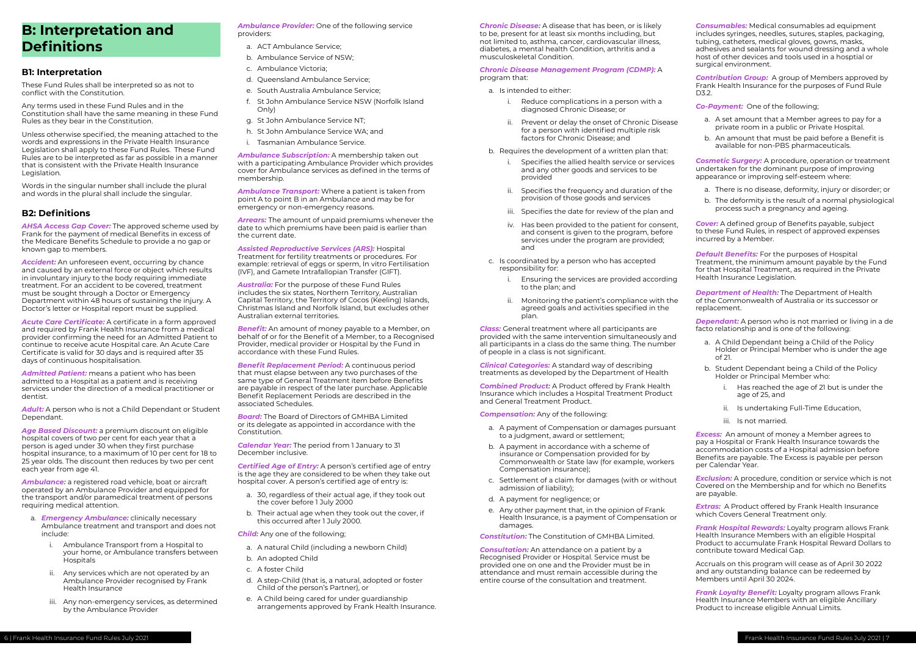# B: Interpretation and Definitions

## B1: Interpretation

These Fund Rules shall be interpreted so as not to conflict with the Constitution.

Any terms used in these Fund Rules and in the Constitution shall have the same meaning in these Fund Rules as they bear in the Constitution.

Unless otherwise specified, the meaning attached to the words and expressions in the Private Health Insurance Legislation shall apply to these Fund Rules. These Fund Rules are to be interpreted as far as possible in a manner that is consistent with the Private Health Insurance Legislation.

Words in the singular number shall include the plural and words in the plural shall include the singular.

## B2: Definitions

***AHSA Access Gap Cover:*** The approved scheme used by Frank for the payment of medical Benefits in excess of the Medicare Benefits Schedule to provide a no gap or known gap to members.

***Accident:*** An unforeseen event, occurring by chance and caused by an external force or object which results in involuntary injury to the body requiring immediate treatment. For an accident to be covered, treatment must be sought through a Doctor or Emergency Department within 48 hours of sustaining the injury. A Doctor's letter or Hospital report must be supplied.

***Acute Care Certificate:*** A certificate in a form approved and required by Frank Health Insurance from a medical provider confirming the need for an Admitted Patient to continue to receive acute Hospital care. An Acute Care Certificate is valid for 30 days and is required after 35 days of continuous hospitalisation.

***Admitted Patient:*** means a patient who has been admitted to a Hospital as a patient and is receiving services under the direction of a medical practitioner or dentist.

***Adult:*** A person who is not a Child Dependant or Student Dependant.

***Age Based Discount:*** a premium discount on eligible hospital covers of two per cent for each year that a person is aged under 30 when they first purchase hospital insurance, to a maximum of 10 per cent for 18 to 25 year olds. The discount then reduces by two per cent each year from age 41.

***Ambulance:*** a registered road vehicle, boat or aircraft operated by an Ambulance Provider and equipped for the transport and/or paramedical treatment of persons requiring medical attention.

a. ***Emergency Ambulance:*** clinically necessary Ambulance treatment and transport and does not include:
   i. Ambulance Transport from a Hospital to your home, or Ambulance transfers between Hospitals
   ii. Any services which are not operated by an Ambulance Provider recognised by Frank Health Insurance
   iii. Any non-emergency services, as determined by the Ambulance Provider

***Ambulance Provider:*** One of the following service providers:

a. ACT Ambulance Service;
b. Ambulance Service of NSW;
c. Ambulance Victoria;
d. Queensland Ambulance Service;
e. South Australia Ambulance Service;
f. St John Ambulance Service NSW (Norfolk Island Only)
g. St John Ambulance Service NT;
h. St John Ambulance Service WA; and
i. Tasmanian Ambulance Service.

***Ambulance Subscription:*** A membership taken out with a participating Ambulance Provider which provides cover for Ambulance services as defined in the terms of membership.

***Ambulance Transport:*** Where a patient is taken from point A to point B in an Ambulance and may be for emergency or non-emergency reasons.

***Arrears:*** The amount of unpaid premiums whenever the date to which premiums have been paid is earlier than the current date.

***Assisted Reproductive Services (ARS):*** Hospital Treatment for fertility treatments or procedures. For example: retrieval of eggs or sperm, In vitro Fertilisation (IVF), and Gamete Intrafallopian Transfer (GIFT).

***Australia:*** For the purpose of these Fund Rules includes the six states, Northern Territory, Australian Capital Territory, the Territory of Cocos (Keeling) Islands, Christmas Island and Norfolk Island, but excludes other Australian external territories.

***Benefit:*** An amount of money payable to a Member, on behalf of or for the Benefit of a Member, to a Recognised Provider, medical provider or Hospital by the Fund in accordance with these Fund Rules.

***Benefit Replacement Period:*** A continuous period that must elapse between any two purchases of the same type of General Treatment item before Benefits are payable in respect of the later purchase. Applicable Benefit Replacement Periods are described in the associated Schedules.

***Board:*** The Board of Directors of GMHBA Limited or its delegate as appointed in accordance with the Constitution.

***Calendar Year:*** The period from 1 January to 31 December inclusive.

***Certified Age of Entry:*** A person's certified age of entry is the age they are considered to be when they take out hospital cover. A person's certified age of entry is:

a. 30, regardless of their actual age, if they took out the cover before 1 July 2000
b. Their actual age when they took out the cover, if this occurred after 1 July 2000.

***Child:*** Any one of the following;

a. A natural Child (including a newborn Child)
b. An adopted Child
c. A foster Child
d. A step-Child (that is, a natural, adopted or foster Child of the person's Partner), or
e. A Child being cared for under guardianship arrangements approved by Frank Health Insurance.

***Chronic Disease:*** A disease that has been, or is likely to be, present for at least six months including, but not limited to, asthma, cancer, cardiovascular illness, diabetes, a mental health Condition, arthritis and a musculoskeletal Condition.

***Chronic Disease Management Program (CDMP):*** A program that:

a. Is intended to either:
   i. Reduce complications in a person with a diagnosed Chronic Disease; or
   ii. Prevent or delay the onset of Chronic Disease for a person with identified multiple risk factors for Chronic Disease; and
b. Requires the development of a written plan that:
   i. Specifies the allied health service or services and any other goods and services to be provided
   ii. Specifies the frequency and duration of the provision of those goods and services
   iii. Specifies the date for review of the plan and
   iv. Has been provided to the patient for consent, and consent is given to the program, before services under the program are provided; and
c. Is coordinated by a person who has accepted responsibility for:
   i. Ensuring the services are provided according to the plan; and
   ii. Monitoring the patient's compliance with the agreed goals and activities specified in the plan.

***Class:*** General treatment where all participants are provided with the same intervention simultaneously and all participants in a class do the same thing. The number of people in a class is not significant.

***Clinical Categories:*** A standard way of describing treatments as developed by the Department of Health

***Combined Product:*** A Product offered by Frank Health Insurance which includes a Hospital Treatment Product and General Treatment Product.

***Compensation:*** Any of the following:

a. A payment of Compensation or damages pursuant to a judgment, award or settlement;
b. A payment in accordance with a scheme of insurance or Compensation provided for by Commonwealth or State law (for example, workers Compensation insurance);
c. Settlement of a claim for damages (with or without admission of liability);
d. A payment for negligence; or
e. Any other payment that, in the opinion of Frank Health Insurance, is a payment of Compensation or damages.

***Constitution:*** The Constitution of GMHBA Limited.

***Consultation:*** An attendance on a patient by a Recognised Provider or Hospital. Service must be provided one on one and the Provider must be in attendance and must remain accessible during the entire course of the consultation and treatment.

***Consumables:*** Medical consumables ad equipment includes syringes, needles, sutures, staples, packaging, tubing, catheters, medical gloves, gowns, masks, adhesives and sealants for wound dressing and a whole host of other devices and tools used in a hosptial or surgical environment.

***Contribution Group:*** A group of Members approved by Frank Health Insurance for the purposes of Fund Rule D3.2.

***Co-Payment:*** One of the following;

a. A set amount that a Member agrees to pay for a private room in a public or Private Hospital.
b. An amount that must be paid before a Benefit is available for non-PBS pharmaceuticals.

***Cosmetic Surgery:*** A procedure, operation or treatment undertaken for the dominant purpose of improving appearance or improving self-esteem where:

a. There is no disease, deformity, injury or disorder; or
b. The deformity is the result of a normal physiological process such a pregnancy and ageing.

***Cover:*** A defined group of Benefits payable, subject to these Fund Rules, in respect of approved expenses incurred by a Member.

***Default Benefits:*** For the purposes of Hospital Treatment, the minimum amount payable by the Fund for that Hospital Treatment, as required in the Private Health Insurance Legislation.

***Department of Health:*** The Department of Health of the Commonwealth of Australia or its successor or replacement.

***Dependant:*** A person who is not married or living in a de facto relationship and is one of the following:

a. A Child Dependant being a Child of the Policy Holder or Principal Member who is under the age of 21.
b. Student Dependant being a Child of the Policy Holder or Principal Member who:
   i. Has reached the age of 21 but is under the age of 25, and
   ii. Is undertaking Full-Time Education,
   iii. Is not married.

***Excess:*** An amount of money a Member agrees to pay a Hospital or Frank Health Insurance towards the accommodation costs of a Hospital admission before Benefits are payable. The Excess is payable per person per Calendar Year.

***Exclusion:*** A procedure, condition or service which is not Covered on the Membership and for which no Benefits are payable.

***Extras:*** A Product offered by Frank Health Insurance which Covers General Treatment only.

***Frank Hospital Rewards:*** Loyalty program allows Frank Health Insurance Members with an eligible Hospital Product to accumulate Frank Hospital Reward Dollars to contribute toward Medical Gap.

Accruals on this program will cease as of April 30 2022 and any outstanding balance can be redeemed by Members until April 30 2024.

***Frank Loyalty Benefit:*** Loyalty program allows Frank Health Insurance Members with an eligible Ancillary Product to increase eligible Annual Limits.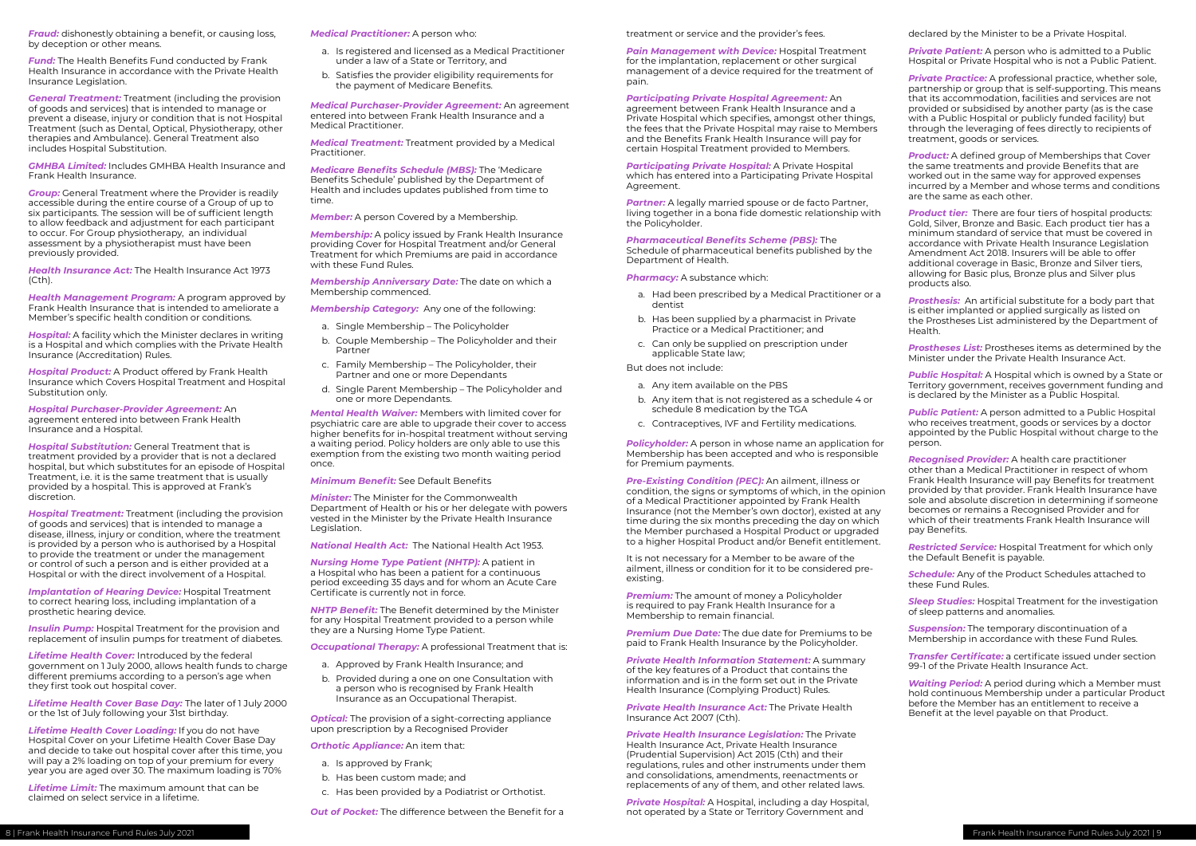***Fraud:*** dishonestly obtaining a benefit, or causing loss, by deception or other means.

***Fund:*** The Health Benefits Fund conducted by Frank Health Insurance in accordance with the Private Health Insurance Legislation.

***General Treatment:*** Treatment (including the provision of goods and services) that is intended to manage or prevent a disease, injury or condition that is not Hospital Treatment (such as Dental, Optical, Physiotherapy, other therapies and Ambulance). General Treatment also includes Hospital Substitution.

***GMHBA Limited:*** Includes GMHBA Health Insurance and Frank Health Insurance.

***Group:*** General Treatment where the Provider is readily accessible during the entire course of a Group of up to six participants. The session will be of sufficient length to allow feedback and adjustment for each participant to occur. For Group physiotherapy, an individual assessment by a physiotherapist must have been previously provided.

***Health Insurance Act:*** The Health Insurance Act 1973 (Cth).

***Health Management Program:*** A program approved by Frank Health Insurance that is intended to ameliorate a Member's specific health condition or conditions.

***Hospital:*** A facility which the Minister declares in writing is a Hospital and which complies with the Private Health Insurance (Accreditation) Rules.

***Hospital Product:*** A Product offered by Frank Health Insurance which Covers Hospital Treatment and Hospital Substitution only.

***Hospital Purchaser-Provider Agreement:*** An agreement entered into between Frank Health Insurance and a Hospital.

***Hospital Substitution:*** General Treatment that is treatment provided by a provider that is not a declared hospital, but which substitutes for an episode of Hospital Treatment, i.e. it is the same treatment that is usually provided by a hospital. This is approved at Frank's discretion.

***Hospital Treatment:*** Treatment (including the provision of goods and services) that is intended to manage a disease, illness, injury or condition, where the treatment is provided by a person who is authorised by a Hospital to provide the treatment or under the management or control of such a person and is either provided at a Hospital or with the direct involvement of a Hospital.

***Implantation of Hearing Device:*** Hospital Treatment to correct hearing loss, including implantation of a prosthetic hearing device.

***Insulin Pump:*** Hospital Treatment for the provision and replacement of insulin pumps for treatment of diabetes.

***Lifetime Health Cover:*** Introduced by the federal government on 1 July 2000, allows health funds to charge different premiums according to a person's age when they first took out hospital cover.

***Lifetime Health Cover Base Day:*** The later of 1 July 2000 or the 1st of July following your 31st birthday.

***Lifetime Health Cover Loading:*** If you do not have Hospital Cover on your Lifetime Health Cover Base Day and decide to take out hospital cover after this time, you will pay a 2% loading on top of your premium for every year you are aged over 30. The maximum loading is 70%

***Lifetime Limit:*** The maximum amount that can be claimed on select service in a lifetime.

***Medical Practitioner:*** A person who:

a. Is registered and licensed as a Medical Practitioner under a law of a State or Territory, and
b. Satisfies the provider eligibility requirements for the payment of Medicare Benefits.

***Medical Purchaser-Provider Agreement:*** An agreement entered into between Frank Health Insurance and a Medical Practitioner.

***Medical Treatment:*** Treatment provided by a Medical Practitioner.

***Medicare Benefits Schedule (MBS):*** The 'Medicare Benefits Schedule' published by the Department of Health and includes updates published from time to time.

***Member:*** A person Covered by a Membership.

***Membership:*** A policy issued by Frank Health Insurance providing Cover for Hospital Treatment and/or General Treatment for which Premiums are paid in accordance with these Fund Rules.

***Membership Anniversary Date:*** The date on which a Membership commenced.

***Membership Category:*** Any one of the following:

a. Single Membership – The Policyholder
b. Couple Membership – The Policyholder and their Partner
c. Family Membership – The Policyholder, their Partner and one or more Dependants
d. Single Parent Membership – The Policyholder and one or more Dependants.

***Mental Health Waiver:*** Members with limited cover for psychiatric care are able to upgrade their cover to access higher benefits for in-hospital treatment without serving a waiting period. Policy holders are only able to use this exemption from the existing two month waiting period once.

***Minimum Benefit:*** See Default Benefits

***Minister:*** The Minister for the Commonwealth Department of Health or his or her delegate with powers vested in the Minister by the Private Health Insurance Legislation.

***National Health Act:*** The National Health Act 1953.

***Nursing Home Type Patient (NHTP):*** A patient in a Hospital who has been a patient for a continuous period exceeding 35 days and for whom an Acute Care Certificate is currently not in force.

***NHTP Benefit:*** The Benefit determined by the Minister for any Hospital Treatment provided to a person while they are a Nursing Home Type Patient.

***Occupational Therapy:*** A professional Treatment that is:

a. Approved by Frank Health Insurance; and
b. Provided during a one on one Consultation with a person who is recognised by Frank Health Insurance as an Occupational Therapist.

***Optical:*** The provision of a sight-correcting appliance upon prescription by a Recognised Provider

***Orthotic Appliance:*** An item that:

a. Is approved by Frank;
b. Has been custom made; and
c. Has been provided by a Podiatrist or Orthotist.

***Out of Pocket:*** The difference between the Benefit for a treatment or service and the provider's fees.

***Pain Management with Device:*** Hospital Treatment for the implantation, replacement or other surgical management of a device required for the treatment of pain.

***Participating Private Hospital Agreement:*** An agreement between Frank Health Insurance and a Private Hospital which specifies, amongst other things, the fees that the Private Hospital may raise to Members and the Benefits Frank Health Insurance will pay for certain Hospital Treatment provided to Members.

***Participating Private Hospital:*** A Private Hospital which has entered into a Participating Private Hospital Agreement.

***Partner:*** A legally married spouse or de facto Partner, living together in a bona fide domestic relationship with the Policyholder.

***Pharmaceutical Benefits Scheme (PBS):*** The Schedule of pharmaceutical benefits published by the Department of Health.

***Pharmacy:*** A substance which:

a. Had been prescribed by a Medical Practitioner or a dentist
b. Has been supplied by a pharmacist in Private Practice or a Medical Practitioner; and
c. Can only be supplied on prescription under applicable State law;

But does not include:

a. Any item available on the PBS
b. Any item that is not registered as a schedule 4 or schedule 8 medication by the TGA
c. Contraceptives, IVF and Fertility medications.

***Policyholder:*** A person in whose name an application for Membership has been accepted and who is responsible for Premium payments.

***Pre-Existing Condition (PEC):*** An ailment, illness or condition, the signs or symptoms of which, in the opinion of a Medical Practitioner appointed by Frank Health Insurance (not the Member's own doctor), existed at any time during the six months preceding the day on which the Member purchased a Hospital Product or upgraded to a higher Hospital Product and/or Benefit entitlement.

It is not necessary for a Member to be aware of the ailment, illness or condition for it to be considered pre-existing.

***Premium:*** The amount of money a Policyholder is required to pay Frank Health Insurance for a Membership to remain financial.

***Premium Due Date:*** The due date for Premiums to be paid to Frank Health Insurance by the Policyholder.

***Private Health Information Statement:*** A summary of the key features of a Product that contains the information and is in the form set out in the Private Health Insurance (Complying Product) Rules.

***Private Health Insurance Act:*** The Private Health Insurance Act 2007 (Cth).

***Private Health Insurance Legislation:*** The Private Health Insurance Act, Private Health Insurance (Prudential Supervision) Act 2015 (Cth) and their regulations, rules and other instruments under them and consolidations, amendments, reenactments or replacements of any of them, and other related laws.

***Private Hospital:*** A Hospital, including a day Hospital, not operated by a State or Territory Government and declared by the Minister to be a Private Hospital.

***Private Patient:*** A person who is admitted to a Public Hospital or Private Hospital who is not a Public Patient.

***Private Practice:*** A professional practice, whether sole, partnership or group that is self-supporting. This means that its accommodation, facilities and services are not provided or subsidised by another party (as is the case with a Public Hospital or publicly funded facility) but through the leveraging of fees directly to recipients of treatment, goods or services.

***Product:*** A defined group of Memberships that Cover the same treatments and provide Benefits that are worked out in the same way for approved expenses incurred by a Member and whose terms and conditions are the same as each other.

***Product tier:*** There are four tiers of hospital products: Gold, Silver, Bronze and Basic. Each product tier has a minimum standard of service that must be covered in accordance with Private Health Insurance Legislation Amendment Act 2018. Insurers will be able to offer additional coverage in Basic, Bronze and Silver tiers, allowing for Basic plus, Bronze plus and Silver plus products also.

***Prosthesis:*** An artificial substitute for a body part that is either implanted or applied surgically as listed on the Prostheses List administered by the Department of Health.

***Prostheses List:*** Prostheses items as determined by the Minister under the Private Health Insurance Act.

***Public Hospital:*** A Hospital which is owned by a State or Territory government, receives government funding and is declared by the Minister as a Public Hospital.

***Public Patient:*** A person admitted to a Public Hospital who receives treatment, goods or services by a doctor appointed by the Public Hospital without charge to the person.

***Recognised Provider:*** A health care practitioner other than a Medical Practitioner in respect of whom Frank Health Insurance will pay Benefits for treatment provided by that provider. Frank Health Insurance have sole and absolute discretion in determining if someone becomes or remains a Recognised Provider and for which of their treatments Frank Health Insurance will pay Benefits.

***Restricted Service:*** Hospital Treatment for which only the Default Benefit is payable.

***Schedule:*** Any of the Product Schedules attached to these Fund Rules.

***Sleep Studies:*** Hospital Treatment for the investigation of sleep patterns and anomalies.

***Suspension:*** The temporary discontinuation of a Membership in accordance with these Fund Rules.

***Transfer Certificate:*** a certificate issued under section 99-1 of the Private Health Insurance Act.

***Waiting Period:*** A period during which a Member must hold continuous Membership under a particular Product before the Member has an entitlement to receive a Benefit at the level payable on that Product.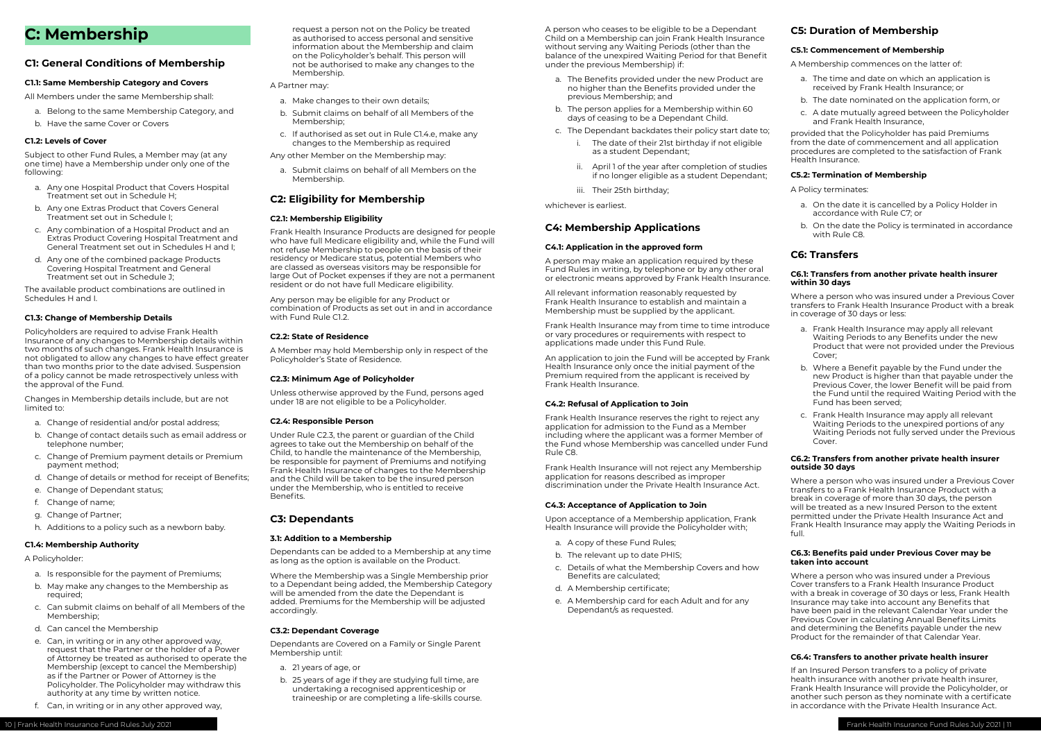# C: Membership

## C1: General Conditions of Membership

### C1.1: Same Membership Category and Covers

All Members under the same Membership shall:

a. Belong to the same Membership Category, and
b. Have the same Cover or Covers

### C1.2: Levels of Cover

Subject to other Fund Rules, a Member may (at any one time) have a Membership under only one of the following:

a. Any one Hospital Product that Covers Hospital Treatment set out in Schedule H;
b. Any one Extras Product that Covers General Treatment set out in Schedule I;
c. Any combination of a Hospital Product and an Extras Product Covering Hospital Treatment and General Treatment set out in Schedules H and I;
d. Any one of the combined package Products Covering Hospital Treatment and General Treatment set out in Schedule J;

The available product combinations are outlined in Schedules H and I.

### C1.3: Change of Membership Details

Policyholders are required to advise Frank Health Insurance of any changes to Membership details within two months of such changes. Frank Health Insurance is not obligated to allow any changes to have effect greater than two months prior to the date advised. Suspension of a policy cannot be made retrospectively unless with the approval of the Fund.

Changes in Membership details include, but are not limited to:

a. Change of residential and/or postal address;
b. Change of contact details such as email address or telephone number;
c. Change of Premium payment details or Premium payment method;
d. Change of details or method for receipt of Benefits;
e. Change of Dependant status;
f. Change of name;
g. Change of Partner;
h. Additions to a policy such as a newborn baby.

### C1.4: Membership Authority

A Policyholder:

a. Is responsible for the payment of Premiums;
b. May make any changes to the Membership as required;
c. Can submit claims on behalf of all Members of the Membership;
d. Can cancel the Membership
e. Can, in writing or in any other approved way, request that the Partner or the holder of a Power of Attorney be treated as authorised to operate the Membership (except to cancel the Membership) as if the Partner or Power of Attorney is the Policyholder. The Policyholder may withdraw this authority at any time by written notice.
f. Can, in writing or in any other approved way, request a person not on the Policy be treated as authorised to access personal and sensitive information about the Membership and claim on the Policyholder's behalf. This person will not be authorised to make any changes to the Membership.

A Partner may:

a. Make changes to their own details;
b. Submit claims on behalf of all Members of the Membership;
c. If authorised as set out in Rule C1.4.e, make any changes to the Membership as required

Any other Member on the Membership may:

a. Submit claims on behalf of all Members on the Membership.

## C2: Eligibility for Membership

### C2.1: Membership Eligibility

Frank Health Insurance Products are designed for people who have full Medicare eligibility and, while the Fund will not refuse Membership to people on the basis of their residency or Medicare status, potential Members who are classed as overseas visitors may be responsible for large Out of Pocket expenses if they are not a permanent resident or do not have full Medicare eligibility.

Any person may be eligible for any Product or combination of Products as set out in and in accordance with Fund Rule C1.2.

### C2.2: State of Residence

A Member may hold Membership only in respect of the Policyholder's State of Residence.

### C2.3: Minimum Age of Policyholder

Unless otherwise approved by the Fund, persons aged under 18 are not eligible to be a Policyholder.

### C2.4: Responsible Person

Under Rule C2.3, the parent or guardian of the Child agrees to take out the Membership on behalf of the Child, to handle the maintenance of the Membership, be responsible for payment of Premiums and notifying Frank Health Insurance of changes to the Membership and the Child will be taken to be the insured person under the Membership, who is entitled to receive Benefits.

## C3: Dependants

### 3.1: Addition to a Membership

Dependants can be added to a Membership at any time as long as the option is available on the Product.

Where the Membership was a Single Membership prior to a Dependant being added, the Membership Category will be amended from the date the Dependant is added. Premiums for the Membership will be adjusted accordingly.

### C3.2: Dependant Coverage

Dependants are Covered on a Family or Single Parent Membership until:

a. 21 years of age, or
b. 25 years of age if they are studying full time, are undertaking a recognised apprenticeship or traineeship or are completing a life-skills course.

A person who ceases to be eligible to be a Dependant Child on a Membership can join Frank Health Insurance without serving any Waiting Periods (other than the balance of the unexpired Waiting Period for that Benefit under the previous Membership) if:

a. The Benefits provided under the new Product are no higher than the Benefits provided under the previous Membership; and
b. The person applies for a Membership within 60 days of ceasing to be a Dependant Child.
c. The Dependant backdates their policy start date to;
   i. The date of their 21st birthday if not eligible as a student Dependant;
   ii. April 1 of the year after completion of studies if no longer eligible as a student Dependant;
   iii. Their 25th birthday;

whichever is earliest.

## C4: Membership Applications

### C4.1: Application in the approved form

A person may make an application required by these Fund Rules in writing, by telephone or by any other oral or electronic means approved by Frank Health Insurance.

All relevant information reasonably requested by Frank Health Insurance to establish and maintain a Membership must be supplied by the applicant.

Frank Health Insurance may from time to time introduce or vary procedures or requirements with respect to applications made under this Fund Rule.

An application to join the Fund will be accepted by Frank Health Insurance only once the initial payment of the Premium required from the applicant is received by Frank Health Insurance.

### C4.2: Refusal of Application to Join

Frank Health Insurance reserves the right to reject any application for admission to the Fund as a Member including where the applicant was a former Member of the Fund whose Membership was cancelled under Fund Rule C8.

Frank Health Insurance will not reject any Membership application for reasons described as improper discrimination under the Private Health Insurance Act.

### C4.3: Acceptance of Application to Join

Upon acceptance of a Membership application, Frank Health Insurance will provide the Policyholder with;

a. A copy of these Fund Rules;
b. The relevant up to date PHIS;
c. Details of what the Membership Covers and how Benefits are calculated;
d. A Membership certificate;
e. A Membership card for each Adult and for any Dependant/s as requested.

## C5: Duration of Membership

### C5.1: Commencement of Membership

A Membership commences on the latter of:

a. The time and date on which an application is received by Frank Health Insurance; or
b. The date nominated on the application form, or
c. A date mutually agreed between the Policyholder and Frank Health Insurance,

provided that the Policyholder has paid Premiums from the date of commencement and all application procedures are completed to the satisfaction of Frank Health Insurance.

### C5.2: Termination of Membership

A Policy terminates:

a. On the date it is cancelled by a Policy Holder in accordance with Rule C7; or
b. On the date the Policy is terminated in accordance with Rule C8.

## C6: Transfers

### C6.1: Transfers from another private health insurer within 30 days

Where a person who was insured under a Previous Cover transfers to Frank Health Insurance Product with a break in coverage of 30 days or less:

a. Frank Health Insurance may apply all relevant Waiting Periods to any Benefits under the new Product that were not provided under the Previous Cover;
b. Where a Benefit payable by the Fund under the new Product is higher than that payable under the Previous Cover, the lower Benefit will be paid from the Fund until the required Waiting Period with the Fund has been served;
c. Frank Health Insurance may apply all relevant Waiting Periods to the unexpired portions of any Waiting Periods not fully served under the Previous Cover.

### C6.2: Transfers from another private health insurer outside 30 days

Where a person who was insured under a Previous Cover transfers to a Frank Health Insurance Product with a break in coverage of more than 30 days, the person will be treated as a new Insured Person to the extent permitted under the Private Health Insurance Act and Frank Health Insurance may apply the Waiting Periods in full.

### C6.3: Benefits paid under Previous Cover may be taken into account

Where a person who was insured under a Previous Cover transfers to a Frank Health Insurance Product with a break in coverage of 30 days or less, Frank Health Insurance may take into account any Benefits that have been paid in the relevant Calendar Year under the Previous Cover in calculating Annual Benefits Limits and determining the Benefits payable under the new Product for the remainder of that Calendar Year.

### C6.4: Transfers to another private health insurer

If an Insured Person transfers to a policy of private health insurance with another private health insurer, Frank Health Insurance will provide the Policyholder, or another such person as they nominate with a certificate in accordance with the Private Health Insurance Act.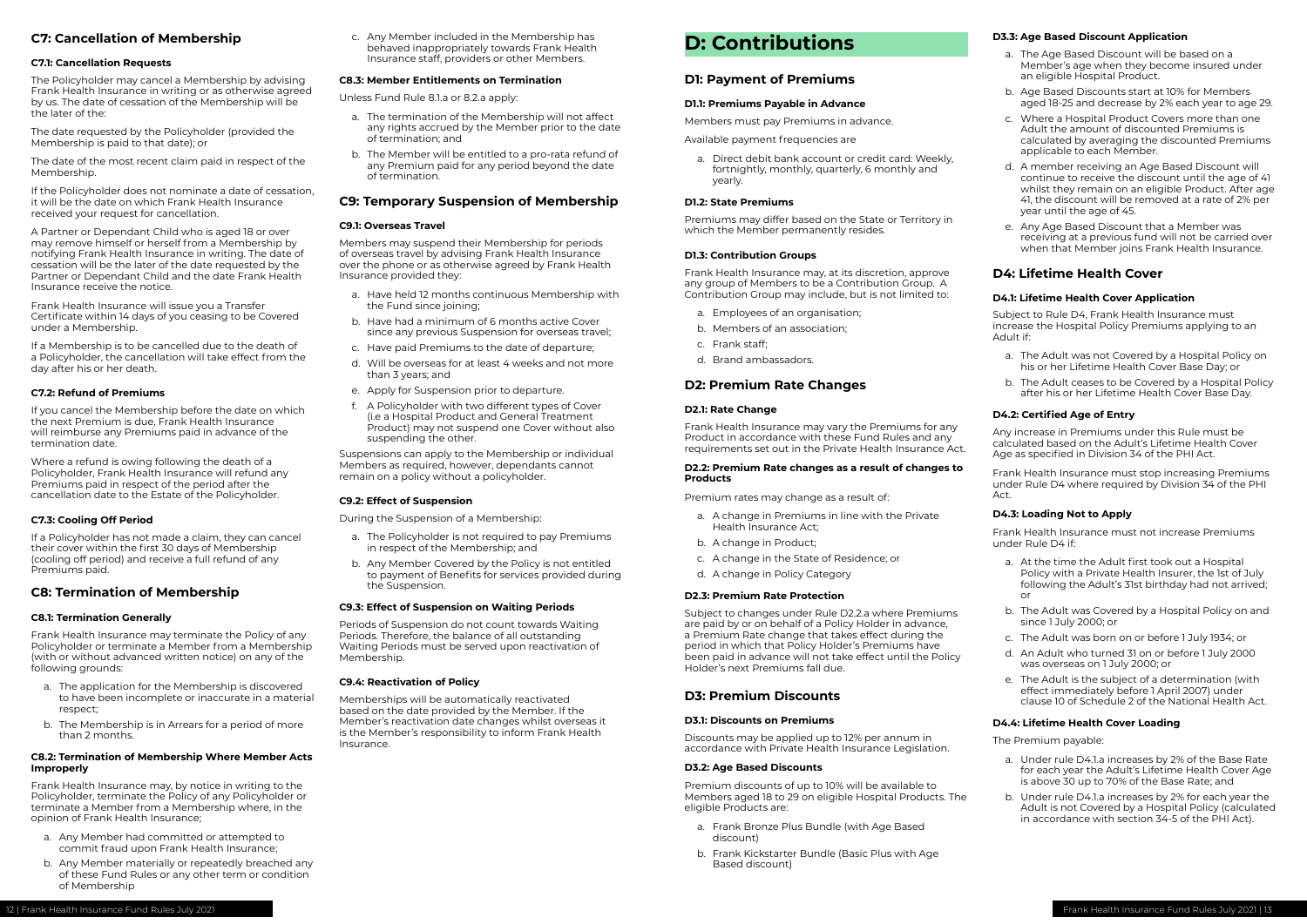## C7: Cancellation of Membership

### C7.1: Cancellation Requests

The Policyholder may cancel a Membership by advising Frank Health Insurance in writing or as otherwise agreed by us. The date of cessation of the Membership will be the later of the:

The date requested by the Policyholder (provided the Membership is paid to that date); or

The date of the most recent claim paid in respect of the Membership.

If the Policyholder does not nominate a date of cessation, it will be the date on which Frank Health Insurance received your request for cancellation.

A Partner or Dependant Child who is aged 18 or over may remove himself or herself from a Membership by notifying Frank Health Insurance in writing. The date of cessation will be the later of the date requested by the Partner or Dependant Child and the date Frank Health Insurance receive the notice.

Frank Health Insurance will issue you a Transfer Certificate within 14 days of you ceasing to be Covered under a Membership.

If a Membership is to be cancelled due to the death of a Policyholder, the cancellation will take effect from the day after his or her death.

### C7.2: Refund of Premiums

If you cancel the Membership before the date on which the next Premium is due, Frank Health Insurance will reimburse any Premiums paid in advance of the termination date.

Where a refund is owing following the death of a Policyholder, Frank Health Insurance will refund any Premiums paid in respect of the period after the cancellation date to the Estate of the Policyholder.

### C7.3: Cooling Off Period

If a Policyholder has not made a claim, they can cancel their cover within the first 30 days of Membership (cooling off period) and receive a full refund of any Premiums paid.

## C8: Termination of Membership

### C8.1: Termination Generally

Frank Health Insurance may terminate the Policy of any Policyholder or terminate a Member from a Membership (with or without advanced written notice) on any of the following grounds:

a. The application for the Membership is discovered to have been incomplete or inaccurate in a material respect;
b. The Membership is in Arrears for a period of more than 2 months.

### C8.2: Termination of Membership Where Member Acts Improperly

Frank Health Insurance may, by notice in writing to the Policyholder, terminate the Policy of any Policyholder or terminate a Member from a Membership where, in the opinion of Frank Health Insurance;

a. Any Member had committed or attempted to commit fraud upon Frank Health Insurance;
b. Any Member materially or repeatedly breached any of these Fund Rules or any other term or condition of Membership
c. Any Member included in the Membership has behaved inappropriately towards Frank Health Insurance staff, providers or other Members.

### C8.3: Member Entitlements on Termination

Unless Fund Rule 8.1.a or 8.2.a apply:

a. The termination of the Membership will not affect any rights accrued by the Member prior to the date of termination; and
b. The Member will be entitled to a pro-rata refund of any Premium paid for any period beyond the date of termination.

## C9: Temporary Suspension of Membership

### C9.1: Overseas Travel

Members may suspend their Membership for periods of overseas travel by advising Frank Health Insurance over the phone or as otherwise agreed by Frank Health Insurance provided they:

a. Have held 12 months continuous Membership with the Fund since joining;
b. Have had a minimum of 6 months active Cover since any previous Suspension for overseas travel;
c. Have paid Premiums to the date of departure;
d. Will be overseas for at least 4 weeks and not more than 3 years; and
e. Apply for Suspension prior to departure.
f. A Policyholder with two different types of Cover (i.e a Hospital Product and General Treatment Product) may not suspend one Cover without also suspending the other.

Suspensions can apply to the Membership or individual Members as required, however, dependants cannot remain on a policy without a policyholder.

### C9.2: Effect of Suspension

During the Suspension of a Membership:

a. The Policyholder is not required to pay Premiums in respect of the Membership; and
b. Any Member Covered by the Policy is not entitled to payment of Benefits for services provided during the Suspension.

### C9.3: Effect of Suspension on Waiting Periods

Periods of Suspension do not count towards Waiting Periods. Therefore, the balance of all outstanding Waiting Periods must be served upon reactivation of Membership.

### C9.4: Reactivation of Policy

Memberships will be automatically reactivated based on the date provided by the Member. If the Member's reactivation date changes whilst overseas it is the Member's responsibility to inform Frank Health Insurance.

# D: Contributions

## D1: Payment of Premiums

### D1.1: Premiums Payable in Advance

Members must pay Premiums in advance.

Available payment frequencies are

a. Direct debit bank account or credit card: Weekly, fortnightly, monthly, quarterly, 6 monthly and yearly.

### D1.2: State Premiums

Premiums may differ based on the State or Territory in which the Member permanently resides.

### D1.3: Contribution Groups

Frank Health Insurance may, at its discretion, approve any group of Members to be a Contribution Group. A Contribution Group may include, but is not limited to:

a. Employees of an organisation;
b. Members of an association;
c. Frank staff;
d. Brand ambassadors.

## D2: Premium Rate Changes

### D2.1: Rate Change

Frank Health Insurance may vary the Premiums for any Product in accordance with these Fund Rules and any requirements set out in the Private Health Insurance Act.

### D2.2: Premium Rate changes as a result of changes to Products

Premium rates may change as a result of:

a. A change in Premiums in line with the Private Health Insurance Act;
b. A change in Product;
c. A change in the State of Residence; or
d. A change in Policy Category

### D2.3: Premium Rate Protection

Subject to changes under Rule D2.2.a where Premiums are paid by or on behalf of a Policy Holder in advance, a Premium Rate change that takes effect during the period in which that Policy Holder's Premiums have been paid in advance will not take effect until the Policy Holder's next Premiums fall due.

## D3: Premium Discounts

### D3.1: Discounts on Premiums

Discounts may be applied up to 12% per annum in accordance with Private Health Insurance Legislation.

### D3.2: Age Based Discounts

Premium discounts of up to 10% will be available to Members aged 18 to 29 on eligible Hospital Products. The eligible Products are:

a. Frank Bronze Plus Bundle (with Age Based discount)
b. Frank Kickstarter Bundle (Basic Plus with Age Based discount)

### D3.3: Age Based Discount Application

a. The Age Based Discount will be based on a Member's age when they become insured under an eligible Hospital Product.
b. Age Based Discounts start at 10% for Members aged 18-25 and decrease by 2% each year to age 29.
c. Where a Hospital Product Covers more than one Adult the amount of discounted Premiums is calculated by averaging the discounted Premiums applicable to each Member.
d. A member receiving an Age Based Discount will continue to receive the discount until the age of 41 whilst they remain on an eligible Product. After age 41, the discount will be removed at a rate of 2% per year until the age of 45.
e. Any Age Based Discount that a Member was receiving at a previous fund will not be carried over when that Member joins Frank Health Insurance.

## D4: Lifetime Health Cover

### D4.1: Lifetime Health Cover Application

Subject to Rule D4, Frank Health Insurance must increase the Hospital Policy Premiums applying to an Adult if:

a. The Adult was not Covered by a Hospital Policy on his or her Lifetime Health Cover Base Day; or
b. The Adult ceases to be Covered by a Hospital Policy after his or her Lifetime Health Cover Base Day.

### D4.2: Certified Age of Entry

Any increase in Premiums under this Rule must be calculated based on the Adult's Lifetime Health Cover Age as specified in Division 34 of the PHI Act.

Frank Health Insurance must stop increasing Premiums under Rule D4 where required by Division 34 of the PHI Act.

### D4.3: Loading Not to Apply

Frank Health Insurance must not increase Premiums under Rule D4 if:

a. At the time the Adult first took out a Hospital Policy with a Private Health Insurer, the 1st of July following the Adult's 31st birthday had not arrived; or
b. The Adult was Covered by a Hospital Policy on and since 1 July 2000; or
c. The Adult was born on or before 1 July 1934; or
d. An Adult who turned 31 on or before 1 July 2000 was overseas on 1 July 2000; or
e. The Adult is the subject of a determination (with effect immediately before 1 April 2007) under clause 10 of Schedule 2 of the National Health Act.

### D4.4: Lifetime Health Cover Loading

The Premium payable:

a. Under rule D4.1.a increases by 2% of the Base Rate for each year the Adult's Lifetime Health Cover Age is above 30 up to 70% of the Base Rate; and
b. Under rule D4.1.a increases by 2% for each year the Adult is not Covered by a Hospital Policy (calculated in accordance with section 34-5 of the PHI Act).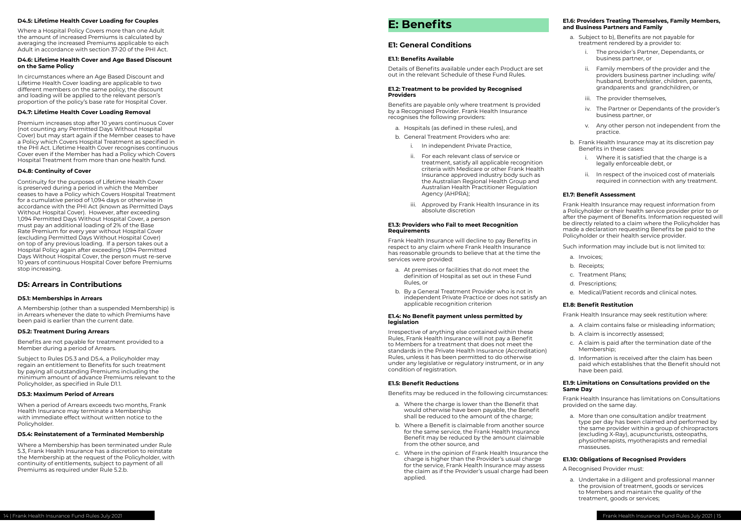#### D4.5: Lifetime Health Cover Loading for Couples

Where a Hospital Policy Covers more than one Adult the amount of increased Premiums is calculated by averaging the increased Premiums applicable to each Adult in accordance with section 37-20 of the PHI Act.

#### D4.6: Lifetime Health Cover and Age Based Discount on the Same Policy

In circumstances where an Age Based Discount and Lifetime Health Cover loading are applicable to two different members on the same policy, the discount and loading will be applied to the relevant person's proportion of the policy's base rate for Hospital Cover.

#### D4.7: Lifetime Health Cover Loading Removal

Premium increases stop after 10 years continuous Cover (not counting any Permitted Days Without Hospital Cover) but may start again if the Member ceases to have a Policy which Covers Hospital Treatment as specified in the PHI Act. Lifetime Health Cover recognises continuous Cover even if the Member has had a Policy which Covers Hospital Treatment from more than one health fund.

#### D4.8: Continuity of Cover

Continuity for the purposes of Lifetime Health Cover is preserved during a period in which the Member ceases to have a Policy which Covers Hospital Treatment for a cumulative period of 1,094 days or otherwise in accordance with the PHI Act (known as Permitted Days Without Hospital Cover). However, after exceeding 1,094 Permitted Days Without Hospital Cover, a person must pay an additional loading of 2% of the Base Rate Premium for every year without Hospital Cover (excluding Permitted Days Without Hospital Cover) on top of any previous loading. If a person takes out a Hospital Policy again after exceeding 1,094 Permitted Days Without Hospital Cover, the person must re-serve 10 years of continuous Hospital Cover before Premiums stop increasing.

### D5: Arrears in Contributions

#### D5.1: Memberships in Arrears

A Membership (other than a suspended Membership) is in Arrears whenever the date to which Premiums have been paid is earlier than the current date.

#### D5.2: Treatment During Arrears

Benefits are not payable for treatment provided to a Member during a period of Arrears.

Subject to Rules D5.3 and D5.4, a Policyholder may regain an entitlement to Benefits for such treatment by paying all outstanding Premiums including the minimum amount of advance Premiums relevant to the Policyholder, as specified in Rule D1.1.

#### D5.3: Maximum Period of Arrears

When a period of Arrears exceeds two months, Frank Health Insurance may terminate a Membership with immediate effect without written notice to the Policyholder.

#### D5.4: Reinstatement of a Terminated Membership

Where a Membership has been terminated under Rule 5.3, Frank Health Insurance has a discretion to reinstate the Membership at the request of the Policyholder, with continuity of entitlements, subject to payment of all Premiums as required under Rule 5.2.b.

# E: Benefits

### E1: General Conditions

#### E1.1: Benefits Available

Details of Benefits available under each Product are set out in the relevant Schedule of these Fund Rules.

#### E1.2: Treatment to be provided by Recognised Providers

Benefits are payable only where treatment Is provided by a Recognised Provider. Frank Health Insurance recognises the following providers:

a. Hospitals (as defined in these rules), and
b. General Treatment Providers who are:
    i. In independent Private Practice,
    ii. For each relevant class of service or treatment, satisfy all applicable recognition criteria with Medicare or other Frank Health Insurance approved industry body such as the Australian Regional Health Group and Australian Health Practitioner Regulation Agency (AHPRA);
    iii. Approved by Frank Health Insurance in its absolute discretion

#### E1.3: Providers who Fail to meet Recognition Requirements

Frank Health Insurance will decline to pay Benefits in respect to any claim where Frank Health Insurance has reasonable grounds to believe that at the time the services were provided:

a. At premises or facilities that do not meet the definition of Hospital as set out in these Fund Rules, or
b. By a General Treatment Provider who is not in independent Private Practice or does not satisfy an applicable recognition criterion

#### E1.4: No Benefit payment unless permitted by legislation

Irrespective of anything else contained within these Rules, Frank Health Insurance will not pay a Benefit to Members for a treatment that does not meet the standards in the Private Health Insurance (Accreditation) Rules, unless it has been permitted to do otherwise under any legislative or regulatory instrument, or in any condition of registration.

#### E1.5: Benefit Reductions

Benefits may be reduced in the following circumstances:

a. Where the charge is lower than the Benefit that would otherwise have been payable, the Benefit shall be reduced to the amount of the charge;
b. Where a Benefit is claimable from another source for the same service, the Frank Health Insurance Benefit may be reduced by the amount claimable from the other source, and
c. Where in the opinion of Frank Health Insurance the charge is higher than the Provider's usual charge for the service, Frank Health Insurance may assess the claim as if the Provider's usual charge had been applied.

#### E1.6: Providers Treating Themselves, Family Members, and Business Partners and Family

a. Subject to b), Benefits are not payable for treatment rendered by a provider to:
    i. The provider's Partner, Dependants, or business partner, or
    ii. Family members of the provider and the providers business partner including: wife/husband, brother/sister, children, parents, grandparents and grandchildren, or
    iii. The provider themselves,
    iv. The Partner or Dependants of the provider's business partner, or
    v. Any other person not independent from the practice.
b. Frank Health Insurance may at its discretion pay Benefits in these cases:
    i. Where it is satisfied that the charge is a legally enforceable debt, or
    ii. In respect of the invoiced cost of materials required in connection with any treatment.

#### E1.7: Benefit Assessment

Frank Health Insurance may request information from a Policyholder or their health service provider prior to or after the payment of Benefits. Information requested will be directly related to a claim where the Policyholder has made a declaration requesting Benefits be paid to the Policyholder or their health service provider.

Such information may include but is not limited to:

a. Invoices;
b. Receipts;
c. Treatment Plans;
d. Prescriptions;
e. Medical/Patient records and clinical notes.

#### E1.8: Benefit Restitution

Frank Health Insurance may seek restitution where:

a. A claim contains false or misleading information;
b. A claim is incorrectly assessed;
c. A claim is paid after the termination date of the Membership;
d. Information is received after the claim has been paid which establishes that the Benefit should not have been paid.

#### E1.9: Limitations on Consultations provided on the Same Day

Frank Health Insurance has limitations on Consultations provided on the same day.

a. More than one consultation and/or treatment type per day has been claimed and performed by the same provider within a group of chiropractors (excluding X-Ray), acupuncturists, osteopaths, physiotherapists, myotherapists and remedial masseuses.

#### E1.10: Obligations of Recognised Providers

A Recognised Provider must:

a. Undertake in a diligent and professional manner the provision of treatment, goods or services to Members and maintain the quality of the treatment, goods or services;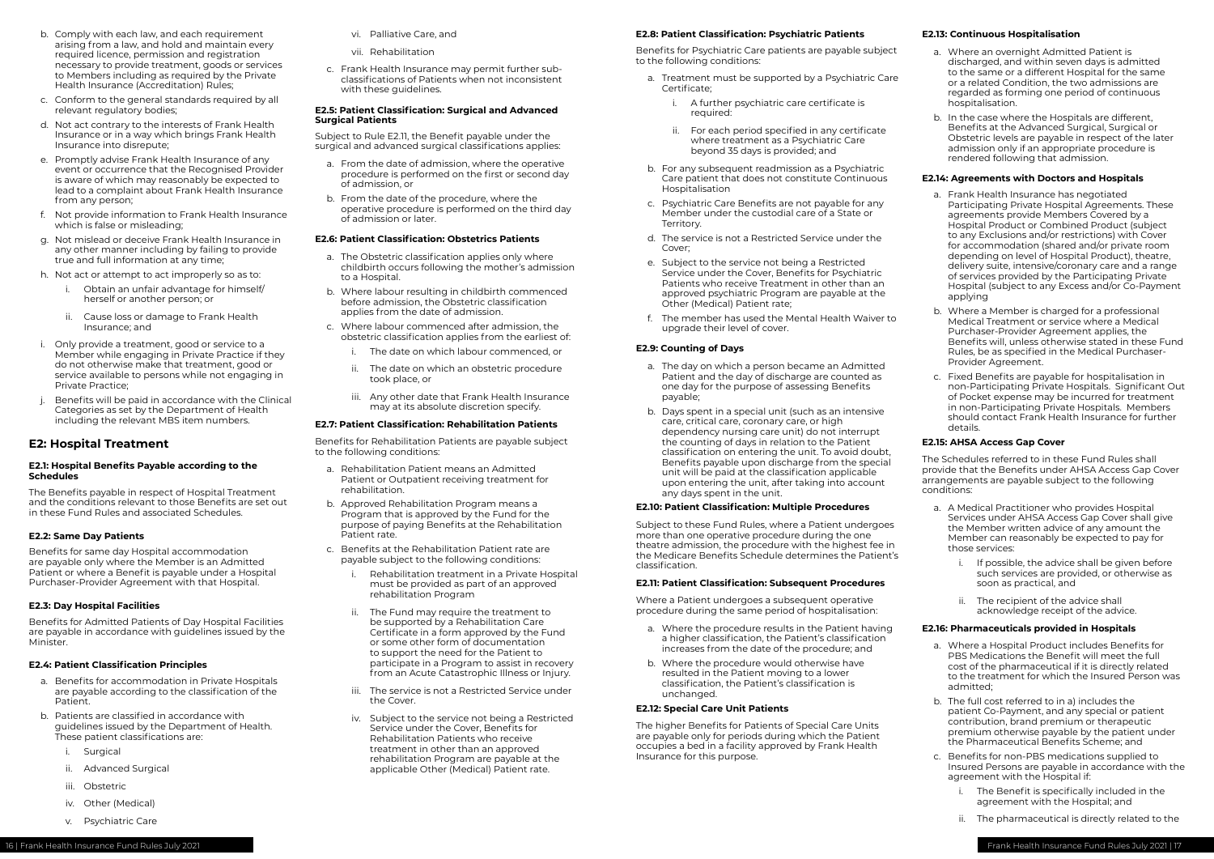b. Comply with each law, and each requirement arising from a law, and hold and maintain every required licence, permission and registration necessary to provide treatment, goods or services to Members including as required by the Private Health Insurance (Accreditation) Rules;

c. Conform to the general standards required by all relevant regulatory bodies;

d. Not act contrary to the interests of Frank Health Insurance or in a way which brings Frank Health Insurance into disrepute;

e. Promptly advise Frank Health Insurance of any event or occurrence that the Recognised Provider is aware of which may reasonably be expected to lead to a complaint about Frank Health Insurance from any person;

f. Not provide information to Frank Health Insurance which is false or misleading;

g. Not mislead or deceive Frank Health Insurance in any other manner including by failing to provide true and full information at any time;

h. Not act or attempt to act improperly so as to:

   i. Obtain an unfair advantage for himself/ herself or another person; or

   ii. Cause loss or damage to Frank Health Insurance; and

i. Only provide a treatment, good or service to a Member while engaging in Private Practice if they do not otherwise make that treatment, good or service available to persons while not engaging in Private Practice;

j. Benefits will be paid in accordance with the Clinical Categories as set by the Department of Health including the relevant MBS item numbers.

## E2: Hospital Treatment

### E2.1: Hospital Benefits Payable according to the Schedules

The Benefits payable in respect of Hospital Treatment and the conditions relevant to those Benefits are set out in these Fund Rules and associated Schedules.

### E2.2: Same Day Patients

Benefits for same day Hospital accommodation are payable only where the Member is an Admitted Patient or where a Benefit is payable under a Hospital Purchaser-Provider Agreement with that Hospital.

### E2.3: Day Hospital Facilities

Benefits for Admitted Patients of Day Hospital Facilities are payable in accordance with guidelines issued by the Minister.

### E2.4: Patient Classification Principles

a. Benefits for accommodation in Private Hospitals are payable according to the classification of the Patient.

b. Patients are classified in accordance with guidelines issued by the Department of Health. These patient classifications are:

   i. Surgical

   ii. Advanced Surgical

   iii. Obstetric

   iv. Other (Medical)

   v. Psychiatric Care

   vi. Palliative Care, and

   vii. Rehabilitation

c. Frank Health Insurance may permit further sub-classifications of Patients when not inconsistent with these guidelines.

### E2.5: Patient Classification: Surgical and Advanced Surgical Patients

Subject to Rule E2.11, the Benefit payable under the surgical and advanced surgical classifications applies:

a. From the date of admission, where the operative procedure is performed on the first or second day of admission, or

b. From the date of the procedure, where the operative procedure is performed on the third day of admission or later.

### E2.6: Patient Classification: Obstetrics Patients

a. The Obstetric classification applies only where childbirth occurs following the mother's admission to a Hospital.

b. Where labour resulting in childbirth commenced before admission, the Obstetric classification applies from the date of admission.

c. Where labour commenced after admission, the obstetric classification applies from the earliest of:

   i. The date on which labour commenced, or

   ii. The date on which an obstetric procedure took place, or

   iii. Any other date that Frank Health Insurance may at its absolute discretion specify.

### E2.7: Patient Classification: Rehabilitation Patients

Benefits for Rehabilitation Patients are payable subject to the following conditions:

a. Rehabilitation Patient means an Admitted Patient or Outpatient receiving treatment for rehabilitation.

b. Approved Rehabilitation Program means a Program that is approved by the Fund for the purpose of paying Benefits at the Rehabilitation Patient rate.

c. Benefits at the Rehabilitation Patient rate are payable subject to the following conditions:

   i. Rehabilitation treatment in a Private Hospital must be provided as part of an approved rehabilitation Program

   ii. The Fund may require the treatment to be supported by a Rehabilitation Care Certificate in a form approved by the Fund or some other form of documentation to support the need for the Patient to participate in a Program to assist in recovery from an Acute Catastrophic Illness or Injury.

   iii. The service is not a Restricted Service under the Cover.

   iv. Subject to the service not being a Restricted Service under the Cover, Benefits for Rehabilitation Patients who receive treatment in other than an approved rehabilitation Program are payable at the applicable Other (Medical) Patient rate.

### E2.8: Patient Classification: Psychiatric Patients

Benefits for Psychiatric Care patients are payable subject to the following conditions:

a. Treatment must be supported by a Psychiatric Care Certificate;

   i. A further psychiatric care certificate is required:

   ii. For each period specified in any certificate where treatment as a Psychiatric Care beyond 35 days is provided; and

b. For any subsequent readmission as a Psychiatric Care patient that does not constitute Continuous Hospitalisation

c. Psychiatric Care Benefits are not payable for any Member under the custodial care of a State or Territory.

d. The service is not a Restricted Service under the Cover;

e. Subject to the service not being a Restricted Service under the Cover, Benefits for Psychiatric Patients who receive Treatment in other than an approved psychiatric Program are payable at the Other (Medical) Patient rate;

f. The member has used the Mental Health Waiver to upgrade their level of cover.

### E2.9: Counting of Days

a. The day on which a person became an Admitted Patient and the day of discharge are counted as one day for the purpose of assessing Benefits payable;

b. Days spent in a special unit (such as an intensive care, critical care, coronary care, or high dependency nursing care unit) do not interrupt the counting of days in relation to the Patient classification on entering the unit. To avoid doubt, Benefits payable upon discharge from the special unit will be paid at the classification applicable upon entering the unit, after taking into account any days spent in the unit.

### E2.10: Patient Classification: Multiple Procedures

Subject to these Fund Rules, where a Patient undergoes more than one operative procedure during the one theatre admission, the procedure with the highest fee in the Medicare Benefits Schedule determines the Patient's classification.

### E2.11: Patient Classification: Subsequent Procedures

Where a Patient undergoes a subsequent operative procedure during the same period of hospitalisation:

a. Where the procedure results in the Patient having a higher classification, the Patient's classification increases from the date of the procedure; and

b. Where the procedure would otherwise have resulted in the Patient moving to a lower classification, the Patient's classification is unchanged.

### E2.12: Special Care Unit Patients

The higher Benefits for Patients of Special Care Units are payable only for periods during which the Patient occupies a bed in a facility approved by Frank Health Insurance for this purpose.

### E2.13: Continuous Hospitalisation

a. Where an overnight Admitted Patient is discharged, and within seven days is admitted to the same or a different Hospital for the same or a related Condition, the two admissions are regarded as forming one period of continuous hospitalisation.

b. In the case where the Hospitals are different, Benefits at the Advanced Surgical, Surgical or Obstetric levels are payable in respect of the later admission only if an appropriate procedure is rendered following that admission.

### E2.14: Agreements with Doctors and Hospitals

a. Frank Health Insurance has negotiated Participating Private Hospital Agreements. These agreements provide Members Covered by a Hospital Product or Combined Product (subject to any Exclusions and/or restrictions) with Cover for accommodation (shared and/or private room depending on level of Hospital Product), theatre, delivery suite, intensive/coronary care and a range of services provided by the Participating Private Hospital (subject to any Excess and/or Co-Payment applying

b. Where a Member is charged for a professional Medical Treatment or service where a Medical Purchaser-Provider Agreement applies, the Benefits will, unless otherwise stated in these Fund Rules, be as specified in the Medical Purchaser-Provider Agreement.

c. Fixed Benefits are payable for hospitalisation in non-Participating Private Hospitals. Significant Out of Pocket expense may be incurred for treatment in non-Participating Private Hospitals. Members should contact Frank Health Insurance for further details.

### E2.15: AHSA Access Gap Cover

The Schedules referred to in these Fund Rules shall provide that the Benefits under AHSA Access Gap Cover arrangements are payable subject to the following conditions:

a. A Medical Practitioner who provides Hospital Services under AHSA Access Gap Cover shall give the Member written advice of any amount the Member can reasonably be expected to pay for those services:

   i. If possible, the advice shall be given before such services are provided, or otherwise as soon as practical, and

   ii. The recipient of the advice shall acknowledge receipt of the advice.

### E2.16: Pharmaceuticals provided in Hospitals

a. Where a Hospital Product includes Benefits for PBS Medications the Benefit will meet the full cost of the pharmaceutical if it is directly related to the treatment for which the Insured Person was admitted;

b. The full cost referred to in a) includes the patient Co-Payment, and any special or patient contribution, brand premium or therapeutic premium otherwise payable by the patient under the Pharmaceutical Benefits Scheme; and

c. Benefits for non-PBS medications supplied to Insured Persons are payable in accordance with the agreement with the Hospital if:

   i. The Benefit is specifically included in the agreement with the Hospital; and

   ii. The pharmaceutical is directly related to the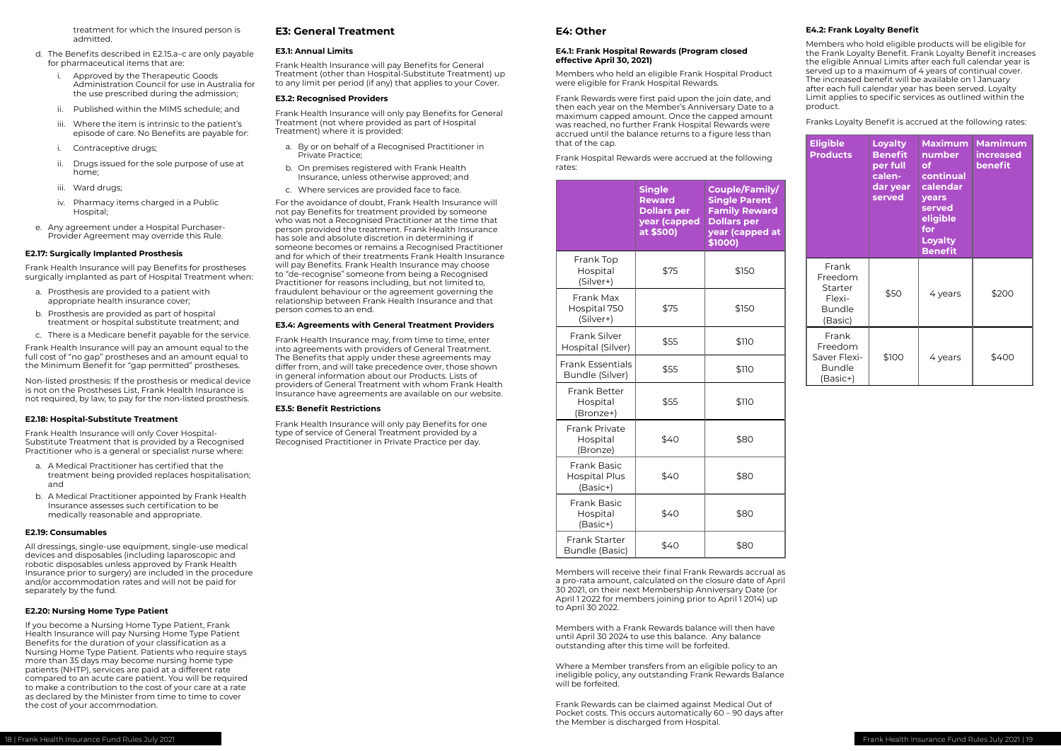treatment for which the Insured person is admitted.

d. The Benefits described in E2.15.a–c are only payable for pharmaceutical items that are:
   i. Approved by the Therapeutic Goods Administration Council for use in Australia for the use prescribed during the admission;
   ii. Published within the MIMS schedule; and
   iii. Where the item is intrinsic to the patient's episode of care. No Benefits are payable for:
   i. Contraceptive drugs;
   ii. Drugs issued for the sole purpose of use at home;
   iii. Ward drugs;
   iv. Pharmacy items charged in a Public Hospital;
e. Any agreement under a Hospital Purchaser-Provider Agreement may override this Rule.

#### E2.17: Surgically Implanted Prosthesis

Frank Health Insurance will pay Benefits for prostheses surgically implanted as part of Hospital Treatment when:

a. Prosthesis are provided to a patient with appropriate health insurance cover;
b. Prosthesis are provided as part of hospital treatment or hospital substitute treatment; and
c. There is a Medicare benefit payable for the service.

Frank Health Insurance will pay an amount equal to the full cost of "no gap" prostheses and an amount equal to the Minimum Benefit for "gap permitted" prostheses.

Non-listed prosthesis: If the prosthesis or medical device is not on the Prostheses List, Frank Health Insurance is not required, by law, to pay for the non-listed prosthesis.

#### E2.18: Hospital-Substitute Treatment

Frank Health Insurance will only Cover Hospital-Substitute Treatment that is provided by a Recognised Practitioner who is a general or specialist nurse where:

a. A Medical Practitioner has certified that the treatment being provided replaces hospitalisation; and
b. A Medical Practitioner appointed by Frank Health Insurance assesses such certification to be medically reasonable and appropriate.

#### E2.19: Consumables

All dressings, single-use equipment, single-use medical devices and disposables (including laparoscopic and robotic disposables unless approved by Frank Health Insurance prior to surgery) are included in the procedure and/or accommodation rates and will not be paid for separately by the fund.

#### E2.20: Nursing Home Type Patient

If you become a Nursing Home Type Patient, Frank Health Insurance will pay Nursing Home Type Patient Benefits for the duration of your classification as a Nursing Home Type Patient. Patients who require stays more than 35 days may become nursing home type patients (NHTP), services are paid at a different rate compared to an acute care patient. You will be required to make a contribution to the cost of your care at a rate as declared by the Minister from time to time to cover the cost of your accommodation.

## E3: General Treatment

#### E3.1: Annual Limits

Frank Health Insurance will pay Benefits for General Treatment (other than Hospital-Substitute Treatment) up to any limit per period (if any) that applies to your Cover.

#### E3.2: Recognised Providers

Frank Health Insurance will only pay Benefits for General Treatment (not where provided as part of Hospital Treatment) where it is provided:

a. By or on behalf of a Recognised Practitioner in Private Practice;
b. On premises registered with Frank Health Insurance, unless otherwise approved; and
c. Where services are provided face to face.

For the avoidance of doubt, Frank Health Insurance will not pay Benefits for treatment provided by someone who was not a Recognised Practitioner at the time that person provided the treatment. Frank Health Insurance has sole and absolute discretion in determining if someone becomes or remains a Recognised Practitioner and for which of their treatments Frank Health Insurance will pay Benefits. Frank Health Insurance may choose to "de-recognise" someone from being a Recognised Practitioner for reasons including, but not limited to, fraudulent behaviour or the agreement governing the relationship between Frank Health Insurance and that person comes to an end.

#### E3.4: Agreements with General Treatment Providers

Frank Health Insurance may, from time to time, enter into agreements with providers of General Treatment. The Benefits that apply under these agreements may differ from, and will take precedence over, those shown in general information about our Products. Lists of providers of General Treatment with whom Frank Health Insurance have agreements are available on our website.

#### E3.5: Benefit Restrictions

Frank Health Insurance will only pay Benefits for one type of service of General Treatment provided by a Recognised Practitioner in Private Practice per day.

## E4: Other

#### E4.1: Frank Hospital Rewards (Program closed effective April 30, 2021)

Members who held an eligible Frank Hospital Product were eligible for Frank Hospital Rewards.

Frank Rewards were first paid upon the join date, and then each year on the Member's Anniversary Date to a maximum capped amount. Once the capped amount was reached, no further Frank Hospital Rewards were accrued until the balance returns to a figure less than that of the cap.

Frank Hospital Rewards were accrued at the following rates:

| | Single Reward Dollars per year (capped at $500) | Couple/Family/ Single Parent Family Reward Dollars per year (capped at $1000) |
|---|---|---|
| Frank Top Hospital (Silver+) | $75 | $150 |
| Frank Max Hospital 750 (Silver+) | $75 | $150 |
| Frank Silver Hospital (Silver) | $55 | $110 |
| Frank Essentials Bundle (Silver) | $55 | $110 |
| Frank Better Hospital (Bronze+) | $55 | $110 |
| Frank Private Hospital (Bronze) | $40 | $80 |
| Frank Basic Hospital Plus (Basic+) | $40 | $80 |
| Frank Basic Hospital (Basic+) | $40 | $80 |
| Frank Starter Bundle (Basic) | $40 | $80 |

Members will receive their final Frank Rewards accrual as a pro-rata amount, calculated on the closure date of April 30 2021, on their next Membership Anniversary Date (or April 1 2022 for members joining prior to April 1 2014) up to April 30 2022.

Members with a Frank Rewards balance will then have until April 30 2024 to use this balance. Any balance outstanding after this time will be forfeited.

Where a Member transfers from an eligible policy to an ineligible policy, any outstanding Frank Rewards Balance will be forfeited.

Frank Rewards can be claimed against Medical Out of Pocket costs. This occurs automatically 60 – 90 days after the Member is discharged from Hospital.

#### E4.2: Frank Loyalty Benefit

Members who hold eligible products will be eligible for the Frank Loyalty Benefit. Frank Loyalty Benefit increases the eligible Annual Limits after each full calendar year is served up to a maximum of 4 years of continual cover. The increased benefit will be available on 1 January after each full calendar year has been served. Loyalty Limit applies to specific services as outlined within the product.

Franks Loyalty Benefit is accrued at the following rates:

| Eligible Products | Loyalty Benefit per full calen-dar year served | Maximum number of continual calendar years served eligible for Loyalty Benefit | Mamimum increased benefit |
|---|---|---|---|
| Frank Freedom Starter Flexi-Bundle (Basic) | $50 | 4 years | $200 |
| Frank Freedom Saver Flexi-Bundle (Basic+) | $100 | 4 years | $400 |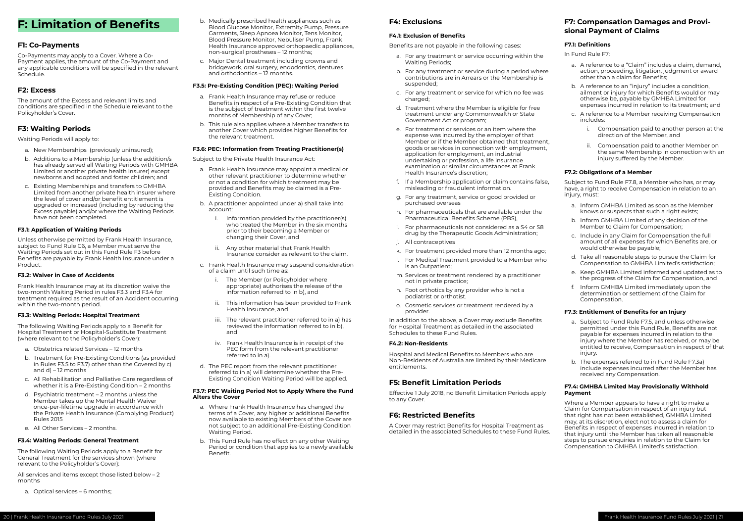# F: Limitation of Benefits

## F1: Co-Payments

Co-Payments may apply to a Cover. Where a Co-Payment applies, the amount of the Co-Payment and any applicable conditions will be specified in the relevant Schedule.

## F2: Excess

The amount of the Excess and relevant limits and conditions are specified in the Schedule relevant to the Policyholder's Cover.

## F3: Waiting Periods

Waiting Periods will apply to:

a. New Memberships (previously uninsured);

b. Additions to a Membership (unless the addition/s has already served all Waiting Periods with GMHBA Limited or another private health insurer) except newborns and adopted and foster children; and

c. Existing Memberships and transfers to GMHBA Limited from another private health insurer where the level of cover and/or benefit entitlement is upgraded or increased (including by reducing the Excess payable) and/or where the Waiting Periods have not been completed.

### F3.1: Application of Waiting Periods

Unless otherwise permitted by Frank Health Insurance, subject to Fund Rule C6, a Member must serve the Waiting Periods set out in this Fund Rule F3 before Benefits are payable by Frank Health Insurance under a Product.

### F3.2: Waiver in Case of Accidents

Frank Health Insurance may at its discretion waive the two-month Waiting Period in rules F3.3 and F3.4 for treatment required as the result of an Accident occurring within the two-month period.

### F3.3: Waiting Periods: Hospital Treatment

The following Waiting Periods apply to a Benefit for Hospital Treatment or Hospital-Substitute Treatment (where relevant to the Policyholder's Cover):

a. Obstetrics related Services – 12 months

b. Treatment for Pre-Existing Conditions (as provided in Rules F3.5 to F3.7) other than the Covered by c) and d) – 12 months

c. All Rehabilitation and Palliative Care regardless of whether it is a Pre-Existing Condition – 2 months

d. Psychiatric treatment – 2 months unless the Member takes up the Mental Health Waiver once-per-lifetime upgrade in accordance with the Private Health Insurance (Complying Product) Rules 2015

e. All Other Services – 2 months.

### F3.4: Waiting Periods: General Treatment

The following Waiting Periods apply to a Benefit for General Treatment for the services shown (where relevant to the Policyholder's Cover):

All services and items except those listed below – 2 months

a. Optical services – 6 months;

b. Medically prescribed health appliances such as Blood Glucose Monitor, Extremity Pump, Pressure Garments, Sleep Apnoea Monitor, Tens Monitor, Blood Pressure Monitor, Nebuliser Pump, Frank Health Insurance approved orthopaedic appliances, non-surgical prostheses – 12 months;

c. Major Dental treatment including crowns and bridgework, oral surgery, endodontics, dentures and orthodontics – 12 months.

### F3.5: Pre-Existing Condition (PEC): Waiting Period

a. Frank Health Insurance may refuse or reduce Benefits in respect of a Pre-Existing Condition that is the subject of treatment within the first twelve months of Membership of any Cover;

b. This rule also applies where a Member transfers to another Cover which provides higher Benefits for the relevant treatment.

### F3.6: PEC: Information from Treating Practitioner(s)

Subject to the Private Health Insurance Act:

a. Frank Health Insurance may appoint a medical or other relevant practitioner to determine whether or not a condition for which treatment may be provided and Benefits may be claimed is a Pre-Existing Condition.

b. A practitioner appointed under a) shall take into account:

   i. Information provided by the practitioner(s) who treated the Member in the six months prior to their becoming a Member or changing their Cover, and

   ii. Any other material that Frank Health Insurance consider as relevant to the claim.

c. Frank Health Insurance may suspend consideration of a claim until such time as:

   i. The Member (or Policyholder where appropriate) authorises the release of the information referred to in b), and

   ii. This information has been provided to Frank Health Insurance, and

   iii. The relevant practitioner referred to in a) has reviewed the information referred to in b), and

   iv. Frank Health Insurance is in receipt of the PEC form from the relevant practitioner referred to in a).

d. The PEC report from the relevant practitioner referred to in a) will determine whether the Pre-Existing Condition Waiting Period will be applied.

### F3.7: PEC Waiting Period Not to Apply Where the Fund Alters the Cover

a. Where Frank Health Insurance has changed the terms of a Cover, any higher or additional Benefits now available to existing Members of the Cover are not subject to an additional Pre-Existing Condition Waiting Period.

b. This Fund Rule has no effect on any other Waiting Period or condition that applies to a newly available Benefit.

## F4: Exclusions

### F4.1: Exclusion of Benefits

Benefits are not payable in the following cases:

a. For any treatment or service occurring within the Waiting Periods;

b. For any treatment or service during a period where contributions are in Arrears or the Membership is suspended;

c. For any treatment or service for which no fee was charged;

d. Treatment where the Member is eligible for free treatment under any Commonwealth or State Government Act or program;

e. For treatment or services or an item where the expense was incurred by the employer of that Member or if the Member obtained that treatment, goods or services in connection with employment, application for employment, an industrial undertaking or profession, a life insurance examination or similar circumstances at Frank Health Insurance's discretion;

f. If a Membership application or claim contains false, misleading or fraudulent information.

g. For any treatment, service or good provided or purchased overseas

h. For pharmaceuticals that are available under the Pharmaceutical Benefits Scheme (PBS),

i. For pharmaceuticals not considered as a S4 or S8 drug by the Therapeutic Goods Administration;

j. All contraceptives

k. For treatment provided more than 12 months ago;

l. For Medical Treatment provided to a Member who is an Outpatient;

m. Services or treatment rendered by a practitioner not in private practice;

n. Foot orthotics by any provider who is not a podiatrist or orthotist.

o. Cosmetic services or treatment rendered by a provider.

In addition to the above, a Cover may exclude Benefits for Hospital Treatment as detailed in the associated Schedules to these Fund Rules.

### F4.2: Non-Residents

Hospital and Medical Benefits to Members who are Non-Residents of Australia are limited by their Medicare entitlements.

## F5: Benefit Limitation Periods

Effective 1 July 2018, no Benefit Limitation Periods apply to any Cover.

## F6: Restricted Benefits

A Cover may restrict Benefits for Hospital Treatment as detailed in the associated Schedules to these Fund Rules.

## F7: Compensation Damages and Provisional Payment of Claims

### F7.1: Definitions

In Fund Rule F7:

a. A reference to a "Claim" includes a claim, demand, action, proceeding, litigation, judgment or award other than a claim for Benefits;

b. A reference to an "injury" includes a condition, ailment or injury for which Benefits would or may otherwise be, payable by GMHBA Limited for expenses incurred in relation to its treatment; and

c. A reference to a Member receiving Compensation includes:

   i. Compensation paid to another person at the direction of the Member, and

   ii. Compensation paid to another Member on the same Membership in connection with an injury suffered by the Member.

### F7.2: Obligations of a Member

Subject to Fund Rule F7.8, a Member who has, or may have, a right to receive Compensation in relation to an injury, must:

a. Inform GMHBA Limited as soon as the Member knows or suspects that such a right exists;

b. Inform GMHBA Limited of any decision of the Member to Claim for Compensation;

c. Include in any Claim for Compensation the full amount of all expenses for which Benefits are, or would otherwise be payable;

d. Take all reasonable steps to pursue the Claim for Compensation to GMHBA Limited's satisfaction;

e. Keep GMHBA Limited informed and updated as to the progress of the Claim for Compensation, and

f. Inform GMHBA Limited immediately upon the determination or settlement of the Claim for Compensation.

### F7.3: Entitlement of Benefits for an Injury

a. Subject to Fund Rule F7.5, and unless otherwise permitted under this Fund Rule, Benefits are not payable for expenses incurred in relation to the injury where the Member has received, or may be entitled to receive, Compensation in respect of that injury.

b. The expenses referred to in Fund Rule F7.3a) include expenses incurred after the Member has received any Compensation.

### F7.4: GMHBA Limited May Provisionally Withhold Payment

Where a Member appears to have a right to make a Claim for Compensation in respect of an injury but that right has not been established, GMHBA Limited may, at its discretion, elect not to assess a claim for Benefits in respect of expenses incurred in relation to that injury until the Member has taken all reasonable steps to pursue enquiries in relation to the Claim for Compensation to GMHBA Limited's satisfaction.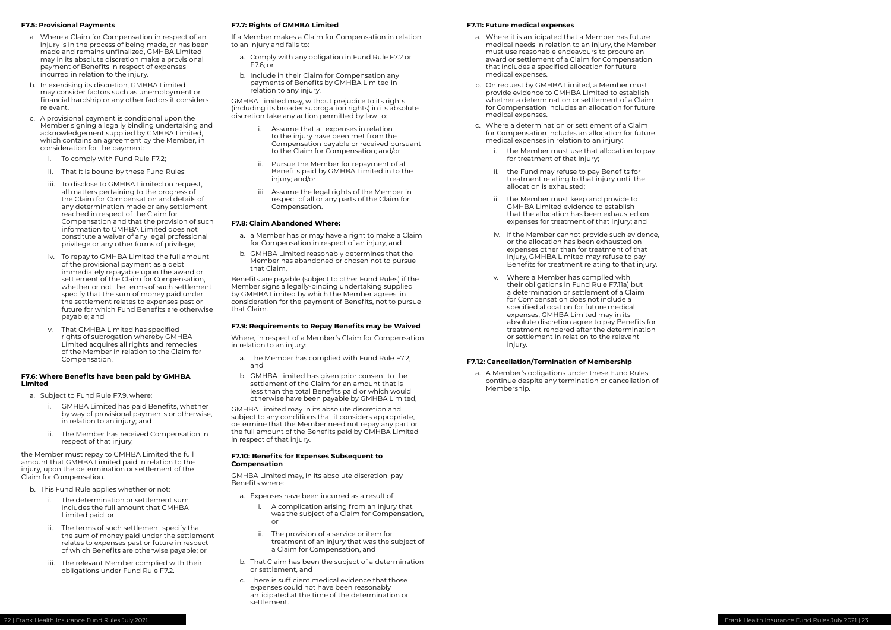#### F7.5: Provisional Payments

a. Where a Claim for Compensation in respect of an injury is in the process of being made, or has been made and remains unfinalized, GMHBA Limited may in its absolute discretion make a provisional payment of Benefits in respect of expenses incurred in relation to the injury.

b. In exercising its discretion, GMHBA Limited may consider factors such as unemployment or financial hardship or any other factors it considers relevant.

c. A provisional payment is conditional upon the Member signing a legally binding undertaking and acknowledgement supplied by GMHBA Limited, which contains an agreement by the Member, in consideration for the payment:

   i. To comply with Fund Rule F7.2;

   ii. That it is bound by these Fund Rules;

   iii. To disclose to GMHBA Limited on request, all matters pertaining to the progress of the Claim for Compensation and details of any determination made or any settlement reached in respect of the Claim for Compensation and that the provision of such information to GMHBA Limited does not constitute a waiver of any legal professional privilege or any other forms of privilege;

   iv. To repay to GMHBA Limited the full amount of the provisional payment as a debt immediately repayable upon the award or settlement of the Claim for Compensation, whether or not the terms of such settlement specify that the sum of money paid under the settlement relates to expenses past or future for which Fund Benefits are otherwise payable; and

   v. That GMHBA Limited has specified rights of subrogation whereby GMHBA Limited acquires all rights and remedies of the Member in relation to the Claim for Compensation.

#### F7.6: Where Benefits have been paid by GMHBA Limited

a. Subject to Fund Rule F7.9, where:

   i. GMHBA Limited has paid Benefits, whether by way of provisional payments or otherwise, in relation to an injury; and

   ii. The Member has received Compensation in respect of that injury,

the Member must repay to GMHBA Limited the full amount that GMHBA Limited paid in relation to the injury, upon the determination or settlement of the Claim for Compensation.

b. This Fund Rule applies whether or not:

   i. The determination or settlement sum includes the full amount that GMHBA Limited paid; or

   ii. The terms of such settlement specify that the sum of money paid under the settlement relates to expenses past or future in respect of which Benefits are otherwise payable; or

   iii. The relevant Member complied with their obligations under Fund Rule F7.2.

#### F7.7: Rights of GMHBA Limited

If a Member makes a Claim for Compensation in relation to an injury and fails to:

a. Comply with any obligation in Fund Rule F7.2 or F7.6; or

b. Include in their Claim for Compensation any payments of Benefits by GMHBA Limited in relation to any injury,

GMHBA Limited may, without prejudice to its rights (including its broader subrogation rights) in its absolute discretion take any action permitted by law to:

   i. Assume that all expenses in relation to the injury have been met from the Compensation payable or received pursuant to the Claim for Compensation; and/or

   ii. Pursue the Member for repayment of all Benefits paid by GMHBA Limited in to the injury; and/or

   iii. Assume the legal rights of the Member in respect of all or any parts of the Claim for Compensation.

#### F7.8: Claim Abandoned Where:

a. a Member has or may have a right to make a Claim for Compensation in respect of an injury, and

b. GMHBA Limited reasonably determines that the Member has abandoned or chosen not to pursue that Claim,

Benefits are payable (subject to other Fund Rules) if the Member signs a legally-binding undertaking supplied by GMHBA Limited by which the Member agrees, in consideration for the payment of Benefits, not to pursue that Claim.

#### F7.9: Requirements to Repay Benefits may be Waived

Where, in respect of a Member's Claim for Compensation in relation to an injury:

a. The Member has complied with Fund Rule F7.2, and

b. GMHBA Limited has given prior consent to the settlement of the Claim for an amount that is less than the total Benefits paid or which would otherwise have been payable by GMHBA Limited,

GMHBA Limited may in its absolute discretion and subject to any conditions that it considers appropriate, determine that the Member need not repay any part or the full amount of the Benefits paid by GMHBA Limited in respect of that injury.

#### F7.10: Benefits for Expenses Subsequent to Compensation

GMHBA Limited may, in its absolute discretion, pay Benefits where:

a. Expenses have been incurred as a result of:

   i. A complication arising from an injury that was the subject of a Claim for Compensation, or

   ii. The provision of a service or item for treatment of an injury that was the subject of a Claim for Compensation, and

b. That Claim has been the subject of a determination or settlement, and

c. There is sufficient medical evidence that those expenses could not have been reasonably anticipated at the time of the determination or settlement.

#### F7.11: Future medical expenses

a. Where it is anticipated that a Member has future medical needs in relation to an injury, the Member must use reasonable endeavours to procure an award or settlement of a Claim for Compensation that includes a specified allocation for future medical expenses.

b. On request by GMHBA Limited, a Member must provide evidence to GMHBA Limited to establish whether a determination or settlement of a Claim for Compensation includes an allocation for future medical expenses.

c. Where a determination or settlement of a Claim for Compensation includes an allocation for future medical expenses in relation to an injury:

   i. the Member must use that allocation to pay for treatment of that injury;

   ii. the Fund may refuse to pay Benefits for treatment relating to that injury until the allocation is exhausted;

   iii. the Member must keep and provide to GMHBA Limited evidence to establish that the allocation has been exhausted on expenses for treatment of that injury; and

   iv. if the Member cannot provide such evidence, or the allocation has been exhausted on expenses other than for treatment of that injury, GMHBA Limited may refuse to pay Benefits for treatment relating to that injury.

   v. Where a Member has complied with their obligations in Fund Rule F7.11a) but a determination or settlement of a Claim for Compensation does not include a specified allocation for future medical expenses, GMHBA Limited may in its absolute discretion agree to pay Benefits for treatment rendered after the determination or settlement in relation to the relevant injury.

#### F7.12: Cancellation/Termination of Membership

a. A Member's obligations under these Fund Rules continue despite any termination or cancellation of Membership.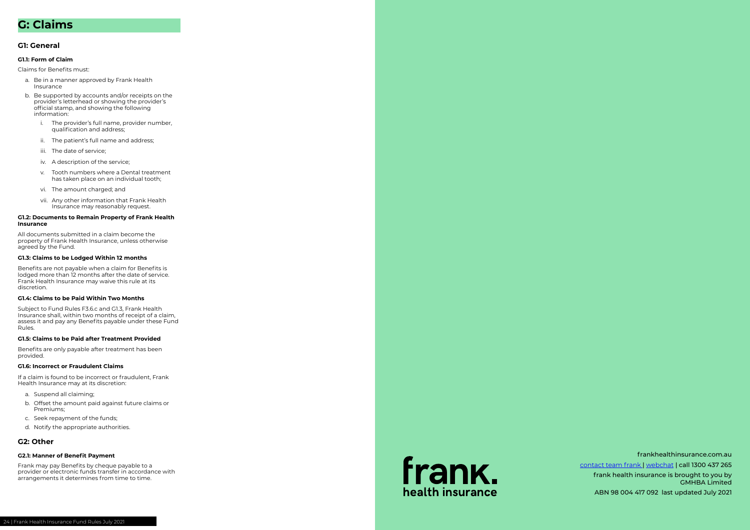# G: Claims

## G1: General

### G1.1: Form of Claim

Claims for Benefits must:

a. Be in a manner approved by Frank Health Insurance
b. Be supported by accounts and/or receipts on the provider's letterhead or showing the provider's official stamp, and showing the following information:
   i. The provider's full name, provider number, qualification and address;
   ii. The patient's full name and address;
   iii. The date of service;
   iv. A description of the service;
   v. Tooth numbers where a Dental treatment has taken place on an individual tooth;
   vi. The amount charged; and
   vii. Any other information that Frank Health Insurance may reasonably request.

### G1.2: Documents to Remain Property of Frank Health Insurance

All documents submitted in a claim become the property of Frank Health Insurance, unless otherwise agreed by the Fund.

### G1.3: Claims to be Lodged Within 12 months

Benefits are not payable when a claim for Benefits is lodged more than 12 months after the date of service. Frank Health Insurance may waive this rule at its discretion.

### G1.4: Claims to be Paid Within Two Months

Subject to Fund Rules F3.6.c and G1.3, Frank Health Insurance shall, within two months of receipt of a claim, assess it and pay any Benefits payable under these Fund Rules.

### G1.5: Claims to be Paid after Treatment Provided

Benefits are only payable after treatment has been provided.

### G1.6: Incorrect or Fraudulent Claims

If a claim is found to be incorrect or fraudulent, Frank Health Insurance may at its discretion:

a. Suspend all claiming;
b. Offset the amount paid against future claims or Premiums;
c. Seek repayment of the funds;
d. Notify the appropriate authorities.

## G2: Other

### G2.1: Manner of Benefit Payment

Frank may pay Benefits by cheque payable to a provider or electronic funds transfer in accordance with arrangements it determines from time to time.

frank. health insurance

frankhealthinsurance.com.au

contact team frank | webchat | call 1300 437 265

frank health insurance is brought to you by GMHBA Limited

ABN 98 004 417 092 last updated July 2021